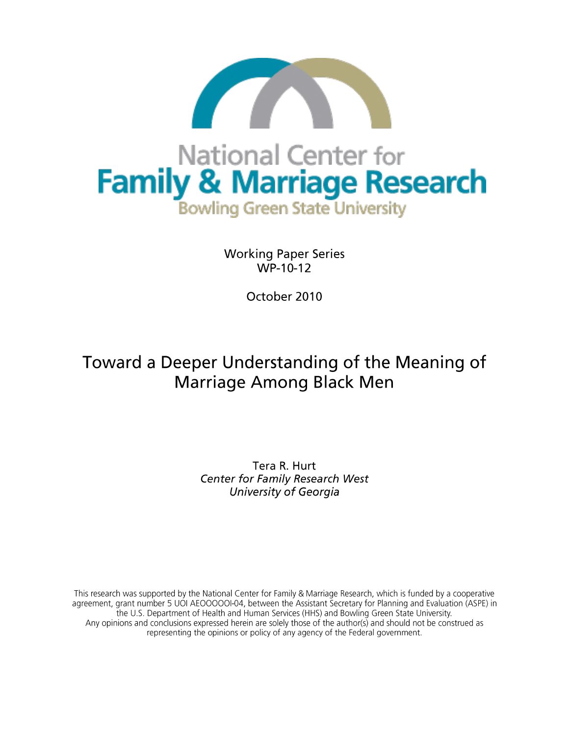National Center for
**Family & Marriage Research**
Bowling Green State University

Working Paper Series
WP-10-12

October 2010

# Toward a Deeper Understanding of the Meaning of Marriage Among Black Men

Tera R. Hurt
*Center for Family Research West*
*University of Georgia*

This research was supported by the National Center for Family & Marriage Research, which is funded by a cooperative agreement, grant number 5 UOI AEOOOOOI-04, between the Assistant Secretary for Planning and Evaluation (ASPE) in the U.S. Department of Health and Human Services (HHS) and Bowling Green State University.
Any opinions and conclusions expressed herein are solely those of the author(s) and should not be construed as representing the opinions or policy of any agency of the Federal government.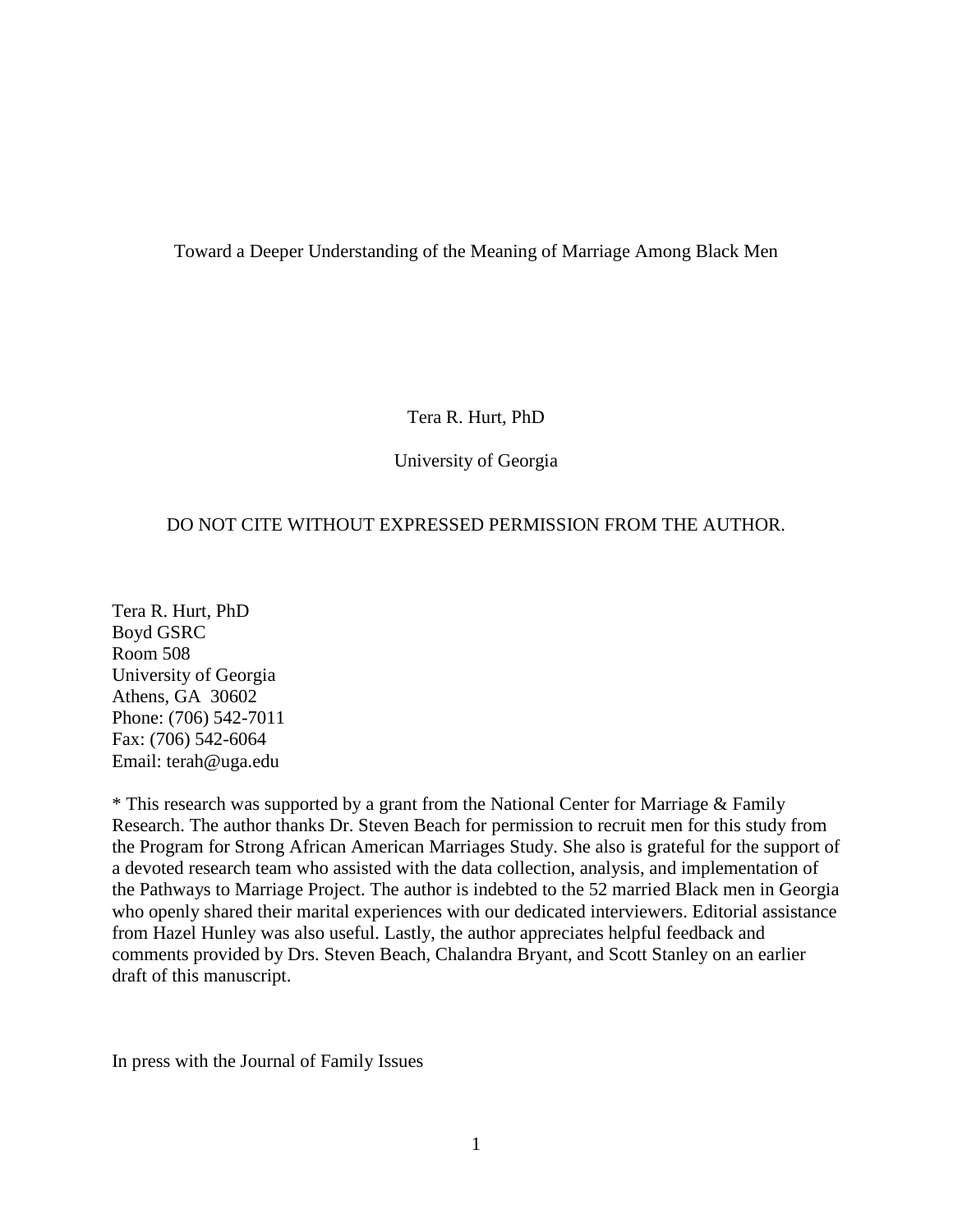# Toward a Deeper Understanding of the Meaning of Marriage Among Black Men

Tera R. Hurt, PhD

University of Georgia

DO NOT CITE WITHOUT EXPRESSED PERMISSION FROM THE AUTHOR.

Tera R. Hurt, PhD
Boyd GSRC
Room 508
University of Georgia
Athens, GA 30602
Phone: (706) 542-7011
Fax: (706) 542-6064
Email: terah@uga.edu

* This research was supported by a grant from the National Center for Marriage & Family Research. The author thanks Dr. Steven Beach for permission to recruit men for this study from the Program for Strong African American Marriages Study. She also is grateful for the support of a devoted research team who assisted with the data collection, analysis, and implementation of the Pathways to Marriage Project. The author is indebted to the 52 married Black men in Georgia who openly shared their marital experiences with our dedicated interviewers. Editorial assistance from Hazel Hunley was also useful. Lastly, the author appreciates helpful feedback and comments provided by Drs. Steven Beach, Chalandra Bryant, and Scott Stanley on an earlier draft of this manuscript.

In press with the Journal of Family Issues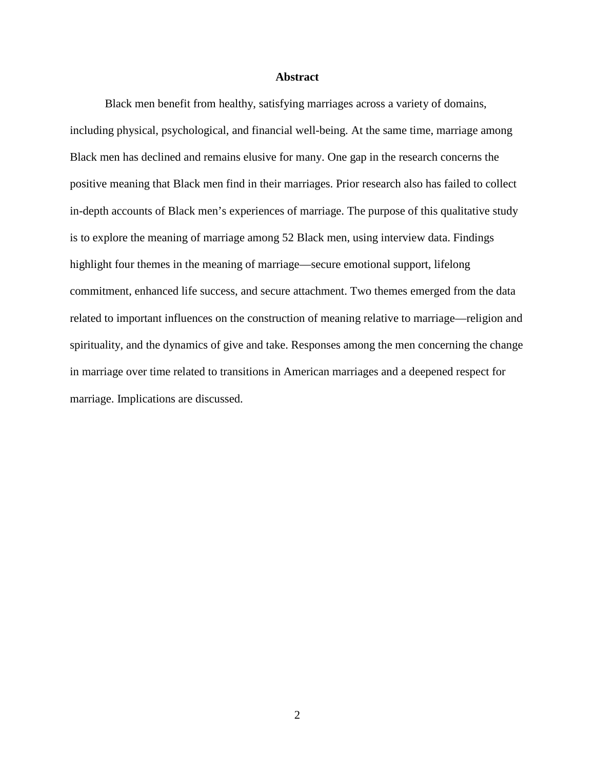# Abstract

Black men benefit from healthy, satisfying marriages across a variety of domains, including physical, psychological, and financial well-being. At the same time, marriage among Black men has declined and remains elusive for many. One gap in the research concerns the positive meaning that Black men find in their marriages. Prior research also has failed to collect in-depth accounts of Black men's experiences of marriage. The purpose of this qualitative study is to explore the meaning of marriage among 52 Black men, using interview data. Findings highlight four themes in the meaning of marriage—secure emotional support, lifelong commitment, enhanced life success, and secure attachment. Two themes emerged from the data related to important influences on the construction of meaning relative to marriage—religion and spirituality, and the dynamics of give and take. Responses among the men concerning the change in marriage over time related to transitions in American marriages and a deepened respect for marriage. Implications are discussed.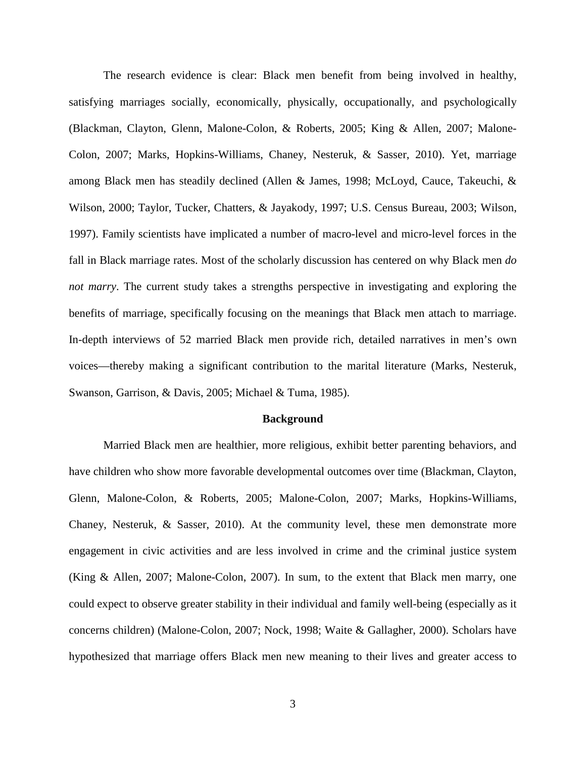The research evidence is clear: Black men benefit from being involved in healthy, satisfying marriages socially, economically, physically, occupationally, and psychologically (Blackman, Clayton, Glenn, Malone-Colon, & Roberts, 2005; King & Allen, 2007; Malone-Colon, 2007; Marks, Hopkins-Williams, Chaney, Nesteruk, & Sasser, 2010). Yet, marriage among Black men has steadily declined (Allen & James, 1998; McLoyd, Cauce, Takeuchi, & Wilson, 2000; Taylor, Tucker, Chatters, & Jayakody, 1997; U.S. Census Bureau, 2003; Wilson, 1997). Family scientists have implicated a number of macro-level and micro-level forces in the fall in Black marriage rates. Most of the scholarly discussion has centered on why Black men *do not marry*. The current study takes a strengths perspective in investigating and exploring the benefits of marriage, specifically focusing on the meanings that Black men attach to marriage. In-depth interviews of 52 married Black men provide rich, detailed narratives in men's own voices—thereby making a significant contribution to the marital literature (Marks, Nesteruk, Swanson, Garrison, & Davis, 2005; Michael & Tuma, 1985).

## Background

Married Black men are healthier, more religious, exhibit better parenting behaviors, and have children who show more favorable developmental outcomes over time (Blackman, Clayton, Glenn, Malone-Colon, & Roberts, 2005; Malone-Colon, 2007; Marks, Hopkins-Williams, Chaney, Nesteruk, & Sasser, 2010). At the community level, these men demonstrate more engagement in civic activities and are less involved in crime and the criminal justice system (King & Allen, 2007; Malone-Colon, 2007). In sum, to the extent that Black men marry, one could expect to observe greater stability in their individual and family well-being (especially as it concerns children) (Malone-Colon, 2007; Nock, 1998; Waite & Gallagher, 2000). Scholars have hypothesized that marriage offers Black men new meaning to their lives and greater access to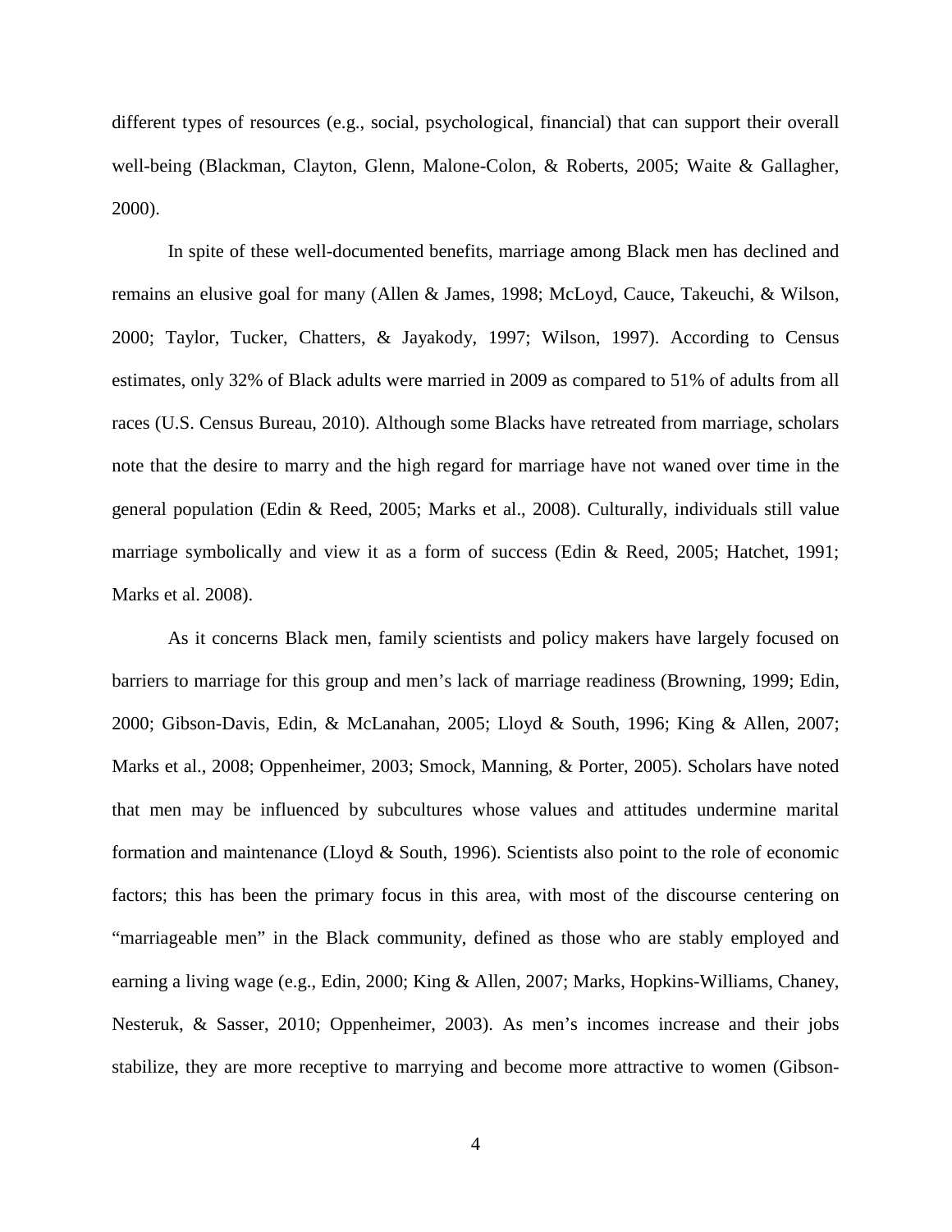different types of resources (e.g., social, psychological, financial) that can support their overall well-being (Blackman, Clayton, Glenn, Malone-Colon, & Roberts, 2005; Waite & Gallagher, 2000).

In spite of these well-documented benefits, marriage among Black men has declined and remains an elusive goal for many (Allen & James, 1998; McLoyd, Cauce, Takeuchi, & Wilson, 2000; Taylor, Tucker, Chatters, & Jayakody, 1997; Wilson, 1997). According to Census estimates, only 32% of Black adults were married in 2009 as compared to 51% of adults from all races (U.S. Census Bureau, 2010). Although some Blacks have retreated from marriage, scholars note that the desire to marry and the high regard for marriage have not waned over time in the general population (Edin & Reed, 2005; Marks et al., 2008). Culturally, individuals still value marriage symbolically and view it as a form of success (Edin & Reed, 2005; Hatchet, 1991; Marks et al. 2008).

As it concerns Black men, family scientists and policy makers have largely focused on barriers to marriage for this group and men's lack of marriage readiness (Browning, 1999; Edin, 2000; Gibson-Davis, Edin, & McLanahan, 2005; Lloyd & South, 1996; King & Allen, 2007; Marks et al., 2008; Oppenheimer, 2003; Smock, Manning, & Porter, 2005). Scholars have noted that men may be influenced by subcultures whose values and attitudes undermine marital formation and maintenance (Lloyd & South, 1996). Scientists also point to the role of economic factors; this has been the primary focus in this area, with most of the discourse centering on "marriageable men" in the Black community, defined as those who are stably employed and earning a living wage (e.g., Edin, 2000; King & Allen, 2007; Marks, Hopkins-Williams, Chaney, Nesteruk, & Sasser, 2010; Oppenheimer, 2003). As men's incomes increase and their jobs stabilize, they are more receptive to marrying and become more attractive to women (Gibson-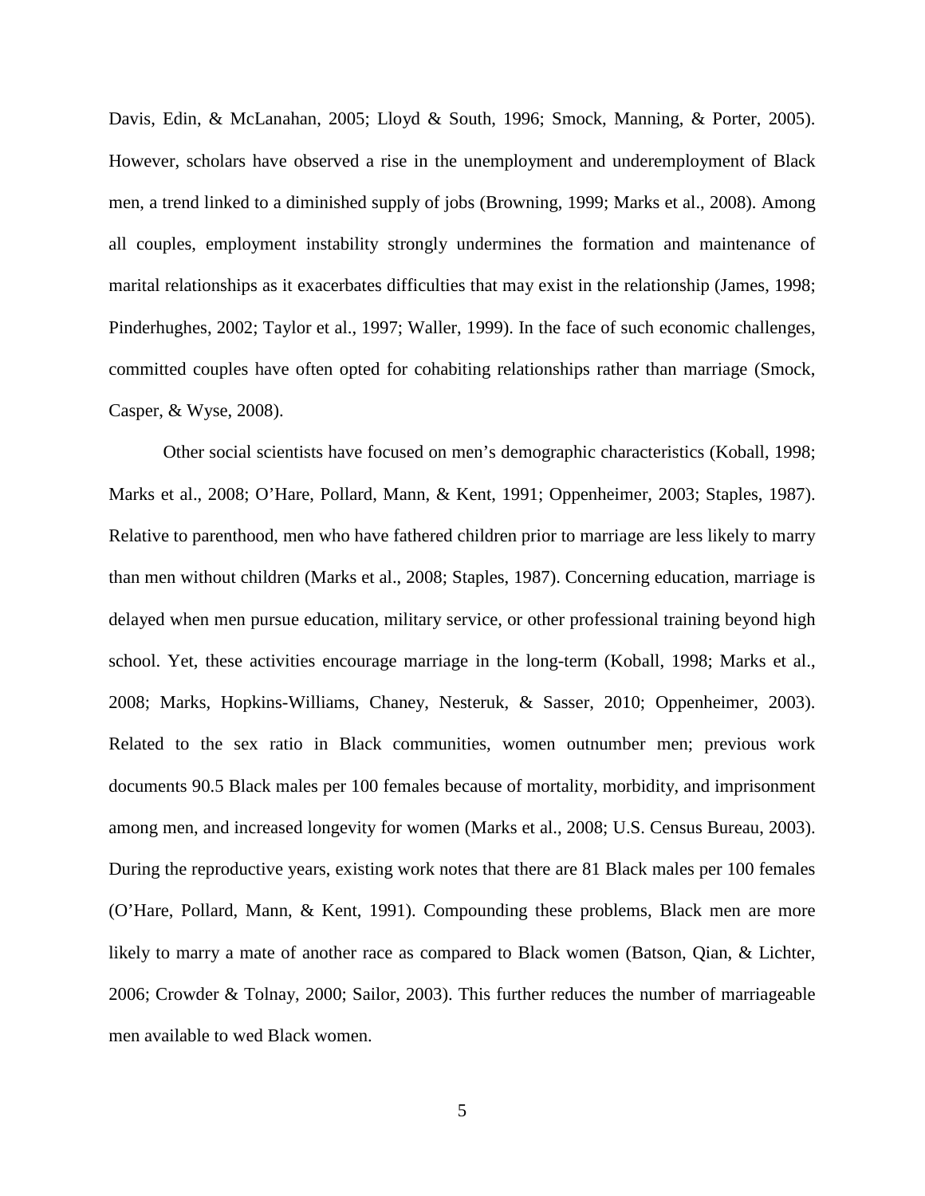Davis, Edin, & McLanahan, 2005; Lloyd & South, 1996; Smock, Manning, & Porter, 2005). However, scholars have observed a rise in the unemployment and underemployment of Black men, a trend linked to a diminished supply of jobs (Browning, 1999; Marks et al., 2008). Among all couples, employment instability strongly undermines the formation and maintenance of marital relationships as it exacerbates difficulties that may exist in the relationship (James, 1998; Pinderhughes, 2002; Taylor et al., 1997; Waller, 1999). In the face of such economic challenges, committed couples have often opted for cohabiting relationships rather than marriage (Smock, Casper, & Wyse, 2008).

Other social scientists have focused on men's demographic characteristics (Koball, 1998; Marks et al., 2008; O'Hare, Pollard, Mann, & Kent, 1991; Oppenheimer, 2003; Staples, 1987). Relative to parenthood, men who have fathered children prior to marriage are less likely to marry than men without children (Marks et al., 2008; Staples, 1987). Concerning education, marriage is delayed when men pursue education, military service, or other professional training beyond high school. Yet, these activities encourage marriage in the long-term (Koball, 1998; Marks et al., 2008; Marks, Hopkins-Williams, Chaney, Nesteruk, & Sasser, 2010; Oppenheimer, 2003). Related to the sex ratio in Black communities, women outnumber men; previous work documents 90.5 Black males per 100 females because of mortality, morbidity, and imprisonment among men, and increased longevity for women (Marks et al., 2008; U.S. Census Bureau, 2003). During the reproductive years, existing work notes that there are 81 Black males per 100 females (O'Hare, Pollard, Mann, & Kent, 1991). Compounding these problems, Black men are more likely to marry a mate of another race as compared to Black women (Batson, Qian, & Lichter, 2006; Crowder & Tolnay, 2000; Sailor, 2003). This further reduces the number of marriageable men available to wed Black women.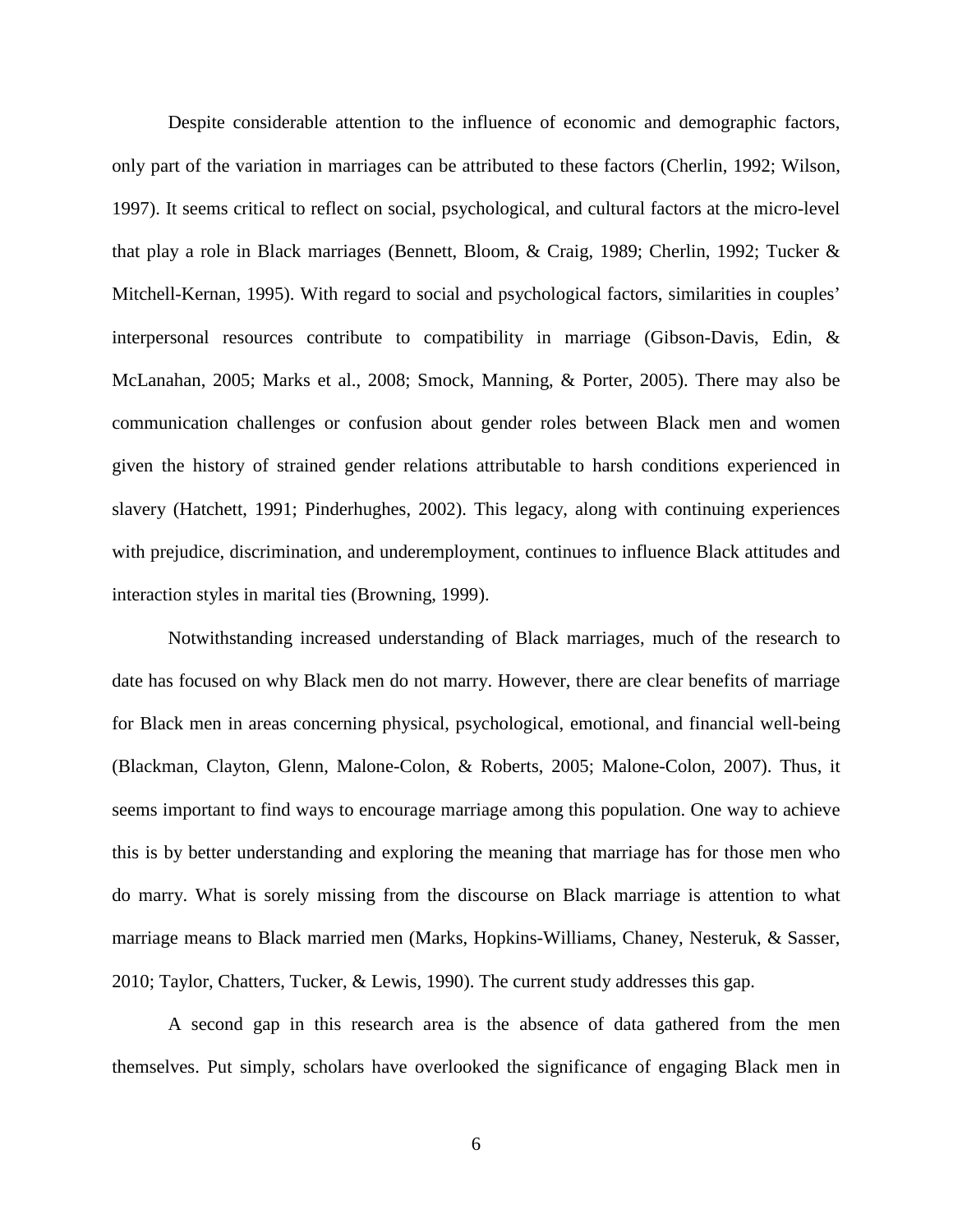Despite considerable attention to the influence of economic and demographic factors, only part of the variation in marriages can be attributed to these factors (Cherlin, 1992; Wilson, 1997). It seems critical to reflect on social, psychological, and cultural factors at the micro-level that play a role in Black marriages (Bennett, Bloom, & Craig, 1989; Cherlin, 1992; Tucker & Mitchell-Kernan, 1995). With regard to social and psychological factors, similarities in couples' interpersonal resources contribute to compatibility in marriage (Gibson-Davis, Edin, & McLanahan, 2005; Marks et al., 2008; Smock, Manning, & Porter, 2005). There may also be communication challenges or confusion about gender roles between Black men and women given the history of strained gender relations attributable to harsh conditions experienced in slavery (Hatchett, 1991; Pinderhughes, 2002). This legacy, along with continuing experiences with prejudice, discrimination, and underemployment, continues to influence Black attitudes and interaction styles in marital ties (Browning, 1999).

Notwithstanding increased understanding of Black marriages, much of the research to date has focused on why Black men do not marry. However, there are clear benefits of marriage for Black men in areas concerning physical, psychological, emotional, and financial well-being (Blackman, Clayton, Glenn, Malone-Colon, & Roberts, 2005; Malone-Colon, 2007). Thus, it seems important to find ways to encourage marriage among this population. One way to achieve this is by better understanding and exploring the meaning that marriage has for those men who do marry. What is sorely missing from the discourse on Black marriage is attention to what marriage means to Black married men (Marks, Hopkins-Williams, Chaney, Nesteruk, & Sasser, 2010; Taylor, Chatters, Tucker, & Lewis, 1990). The current study addresses this gap.

A second gap in this research area is the absence of data gathered from the men themselves. Put simply, scholars have overlooked the significance of engaging Black men in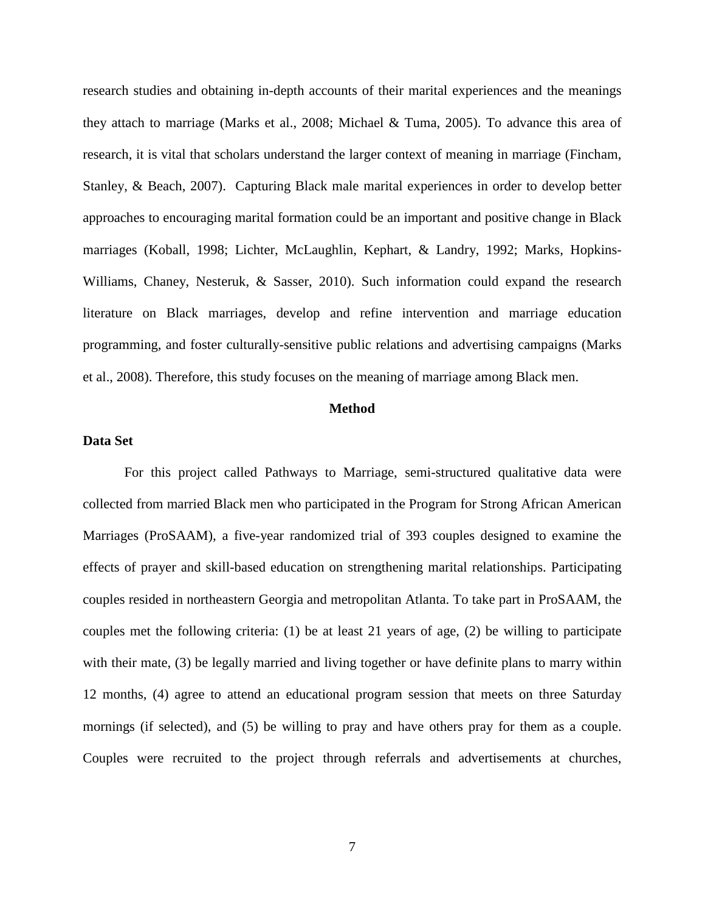research studies and obtaining in-depth accounts of their marital experiences and the meanings they attach to marriage (Marks et al., 2008; Michael & Tuma, 2005). To advance this area of research, it is vital that scholars understand the larger context of meaning in marriage (Fincham, Stanley, & Beach, 2007). Capturing Black male marital experiences in order to develop better approaches to encouraging marital formation could be an important and positive change in Black marriages (Koball, 1998; Lichter, McLaughlin, Kephart, & Landry, 1992; Marks, Hopkins-Williams, Chaney, Nesteruk, & Sasser, 2010). Such information could expand the research literature on Black marriages, develop and refine intervention and marriage education programming, and foster culturally-sensitive public relations and advertising campaigns (Marks et al., 2008). Therefore, this study focuses on the meaning of marriage among Black men.

## Method

### Data Set

For this project called Pathways to Marriage, semi-structured qualitative data were collected from married Black men who participated in the Program for Strong African American Marriages (ProSAAM), a five-year randomized trial of 393 couples designed to examine the effects of prayer and skill-based education on strengthening marital relationships. Participating couples resided in northeastern Georgia and metropolitan Atlanta. To take part in ProSAAM, the couples met the following criteria: (1) be at least 21 years of age, (2) be willing to participate with their mate, (3) be legally married and living together or have definite plans to marry within 12 months, (4) agree to attend an educational program session that meets on three Saturday mornings (if selected), and (5) be willing to pray and have others pray for them as a couple. Couples were recruited to the project through referrals and advertisements at churches,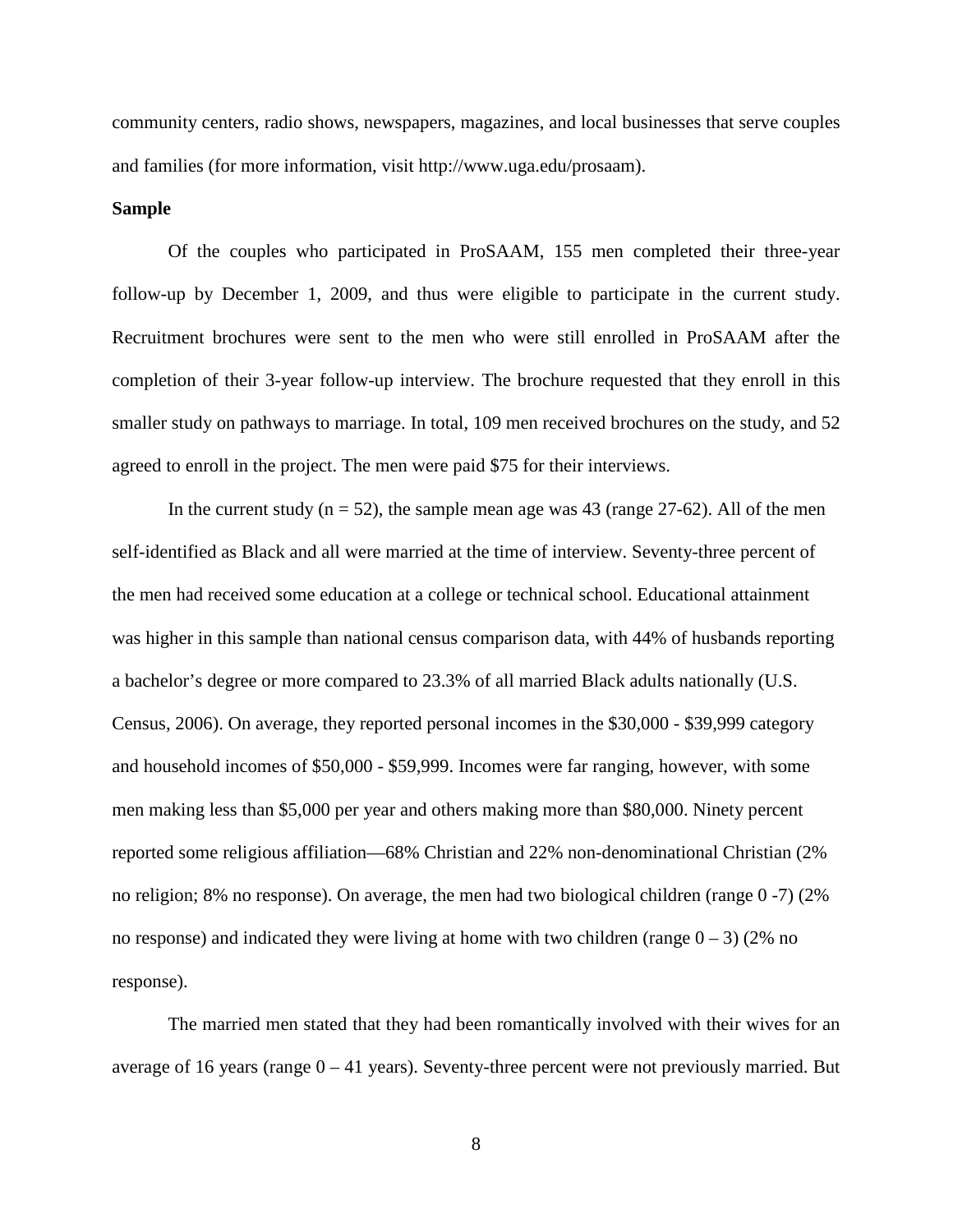community centers, radio shows, newspapers, magazines, and local businesses that serve couples and families (for more information, visit http://www.uga.edu/prosaam).

**Sample**

Of the couples who participated in ProSAAM, 155 men completed their three-year follow-up by December 1, 2009, and thus were eligible to participate in the current study. Recruitment brochures were sent to the men who were still enrolled in ProSAAM after the completion of their 3-year follow-up interview. The brochure requested that they enroll in this smaller study on pathways to marriage. In total, 109 men received brochures on the study, and 52 agreed to enroll in the project. The men were paid $75 for their interviews.

In the current study ($n = 52$), the sample mean age was 43 (range 27-62). All of the men self-identified as Black and all were married at the time of interview. Seventy-three percent of the men had received some education at a college or technical school. Educational attainment was higher in this sample than national census comparison data, with 44% of husbands reporting a bachelor's degree or more compared to 23.3% of all married Black adults nationally (U.S. Census, 2006). On average, they reported personal incomes in the $30,000 - $39,999 category and household incomes of $50,000 - $59,999. Incomes were far ranging, however, with some men making less than $5,000 per year and others making more than $80,000. Ninety percent reported some religious affiliation—68% Christian and 22% non-denominational Christian (2% no religion; 8% no response). On average, the men had two biological children (range 0 -7) (2% no response) and indicated they were living at home with two children (range 0 – 3) (2% no response).

The married men stated that they had been romantically involved with their wives for an average of 16 years (range 0 – 41 years). Seventy-three percent were not previously married. But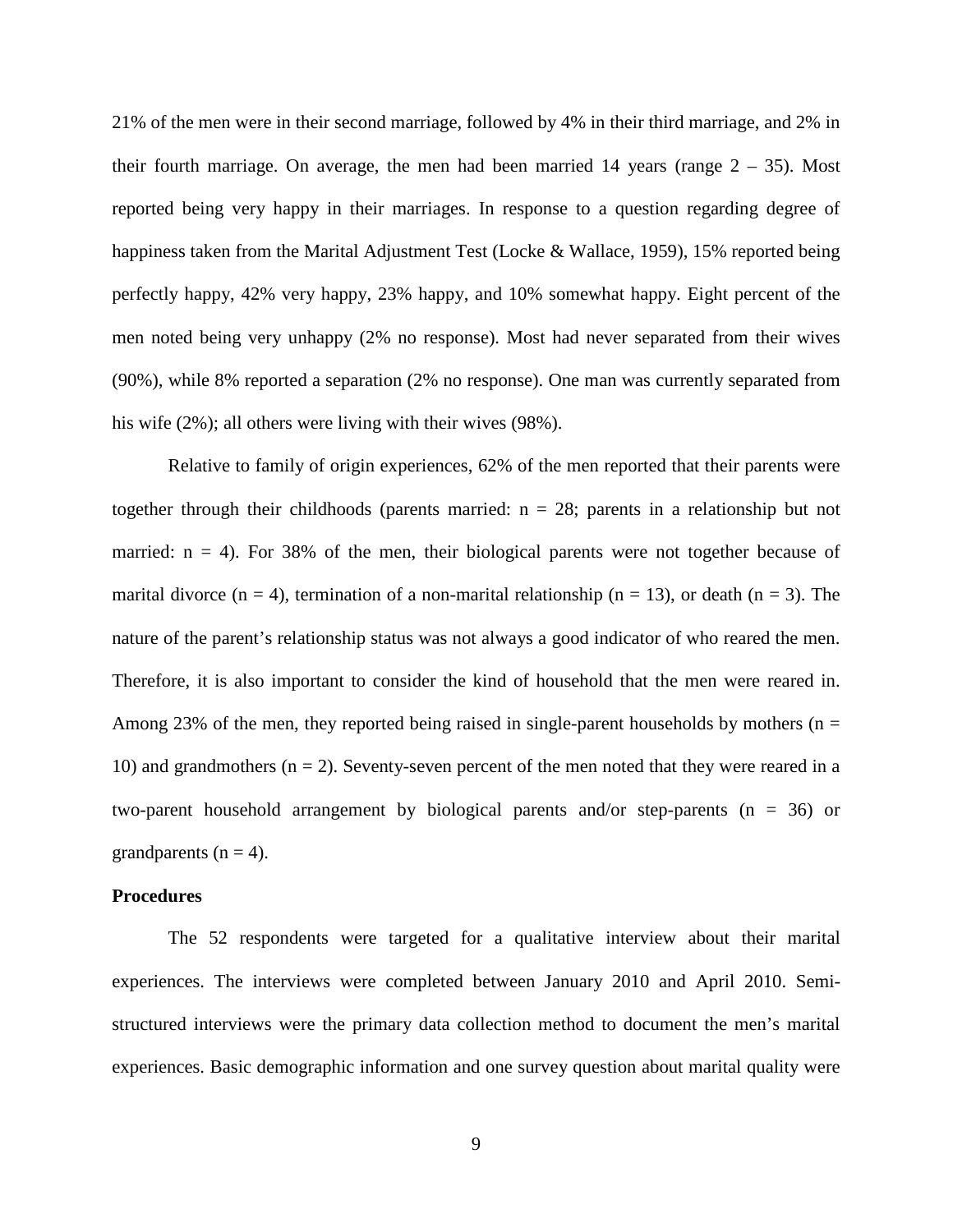21% of the men were in their second marriage, followed by 4% in their third marriage, and 2% in their fourth marriage. On average, the men had been married 14 years (range 2 – 35). Most reported being very happy in their marriages. In response to a question regarding degree of happiness taken from the Marital Adjustment Test (Locke & Wallace, 1959), 15% reported being perfectly happy, 42% very happy, 23% happy, and 10% somewhat happy. Eight percent of the men noted being very unhappy (2% no response). Most had never separated from their wives (90%), while 8% reported a separation (2% no response). One man was currently separated from his wife (2%); all others were living with their wives (98%).

Relative to family of origin experiences, 62% of the men reported that their parents were together through their childhoods (parents married: n = 28; parents in a relationship but not married: n = 4). For 38% of the men, their biological parents were not together because of marital divorce (n = 4), termination of a non-marital relationship (n = 13), or death (n = 3). The nature of the parent's relationship status was not always a good indicator of who reared the men. Therefore, it is also important to consider the kind of household that the men were reared in. Among 23% of the men, they reported being raised in single-parent households by mothers (n = 10) and grandmothers (n = 2). Seventy-seven percent of the men noted that they were reared in a two-parent household arrangement by biological parents and/or step-parents (n = 36) or grandparents (n = 4).

**Procedures**

The 52 respondents were targeted for a qualitative interview about their marital experiences. The interviews were completed between January 2010 and April 2010. Semi-structured interviews were the primary data collection method to document the men's marital experiences. Basic demographic information and one survey question about marital quality were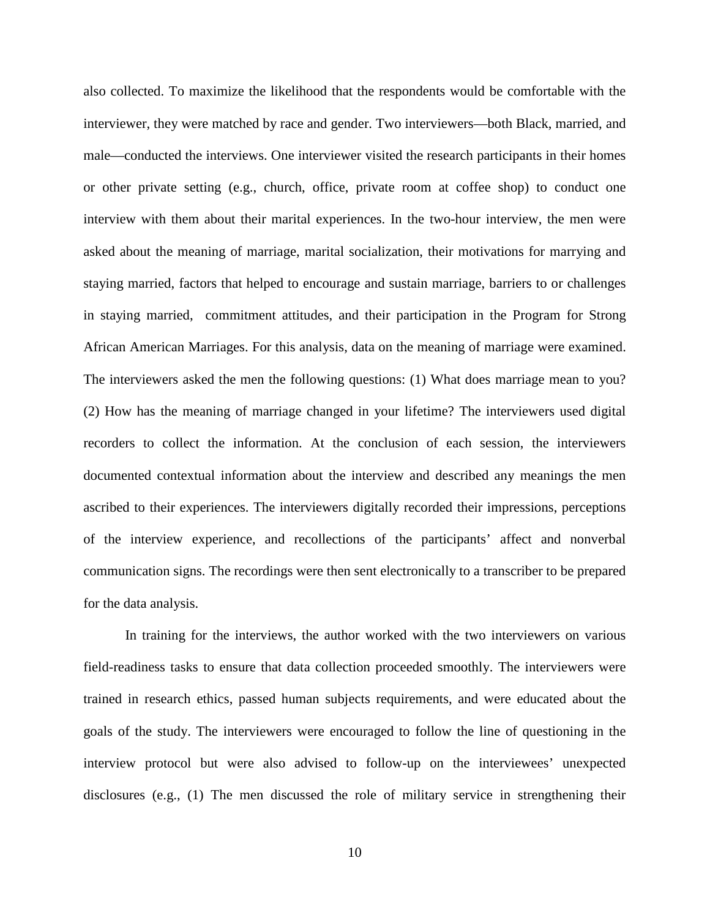also collected. To maximize the likelihood that the respondents would be comfortable with the interviewer, they were matched by race and gender. Two interviewers—both Black, married, and male—conducted the interviews. One interviewer visited the research participants in their homes or other private setting (e.g., church, office, private room at coffee shop) to conduct one interview with them about their marital experiences. In the two-hour interview, the men were asked about the meaning of marriage, marital socialization, their motivations for marrying and staying married, factors that helped to encourage and sustain marriage, barriers to or challenges in staying married, commitment attitudes, and their participation in the Program for Strong African American Marriages. For this analysis, data on the meaning of marriage were examined. The interviewers asked the men the following questions: (1) What does marriage mean to you? (2) How has the meaning of marriage changed in your lifetime? The interviewers used digital recorders to collect the information. At the conclusion of each session, the interviewers documented contextual information about the interview and described any meanings the men ascribed to their experiences. The interviewers digitally recorded their impressions, perceptions of the interview experience, and recollections of the participants' affect and nonverbal communication signs. The recordings were then sent electronically to a transcriber to be prepared for the data analysis.

In training for the interviews, the author worked with the two interviewers on various field-readiness tasks to ensure that data collection proceeded smoothly. The interviewers were trained in research ethics, passed human subjects requirements, and were educated about the goals of the study. The interviewers were encouraged to follow the line of questioning in the interview protocol but were also advised to follow-up on the interviewees' unexpected disclosures (e.g., (1) The men discussed the role of military service in strengthening their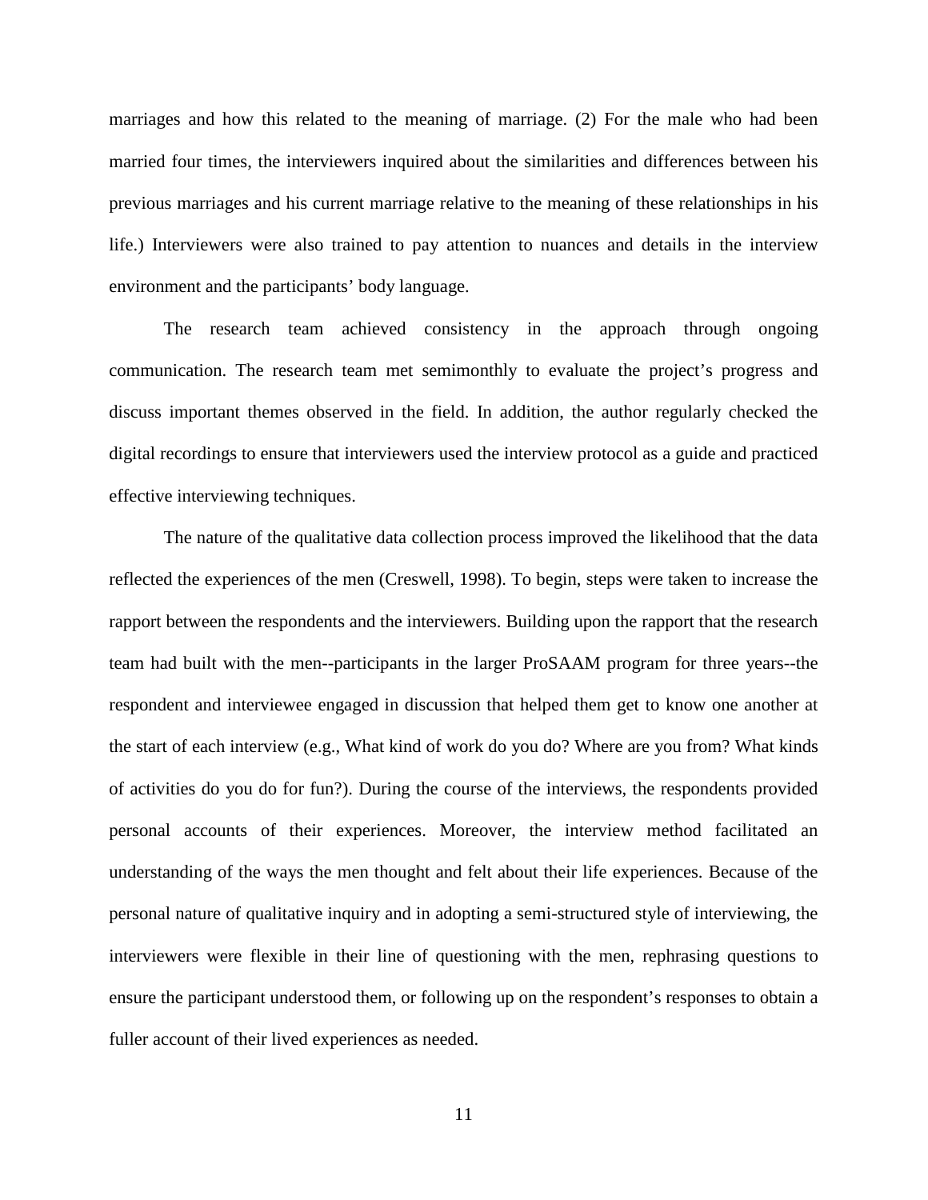marriages and how this related to the meaning of marriage. (2) For the male who had been married four times, the interviewers inquired about the similarities and differences between his previous marriages and his current marriage relative to the meaning of these relationships in his life.) Interviewers were also trained to pay attention to nuances and details in the interview environment and the participants' body language.

The research team achieved consistency in the approach through ongoing communication. The research team met semimonthly to evaluate the project's progress and discuss important themes observed in the field. In addition, the author regularly checked the digital recordings to ensure that interviewers used the interview protocol as a guide and practiced effective interviewing techniques.

The nature of the qualitative data collection process improved the likelihood that the data reflected the experiences of the men (Creswell, 1998). To begin, steps were taken to increase the rapport between the respondents and the interviewers. Building upon the rapport that the research team had built with the men--participants in the larger ProSAAM program for three years--the respondent and interviewee engaged in discussion that helped them get to know one another at the start of each interview (e.g., What kind of work do you do? Where are you from? What kinds of activities do you do for fun?). During the course of the interviews, the respondents provided personal accounts of their experiences. Moreover, the interview method facilitated an understanding of the ways the men thought and felt about their life experiences. Because of the personal nature of qualitative inquiry and in adopting a semi-structured style of interviewing, the interviewers were flexible in their line of questioning with the men, rephrasing questions to ensure the participant understood them, or following up on the respondent's responses to obtain a fuller account of their lived experiences as needed.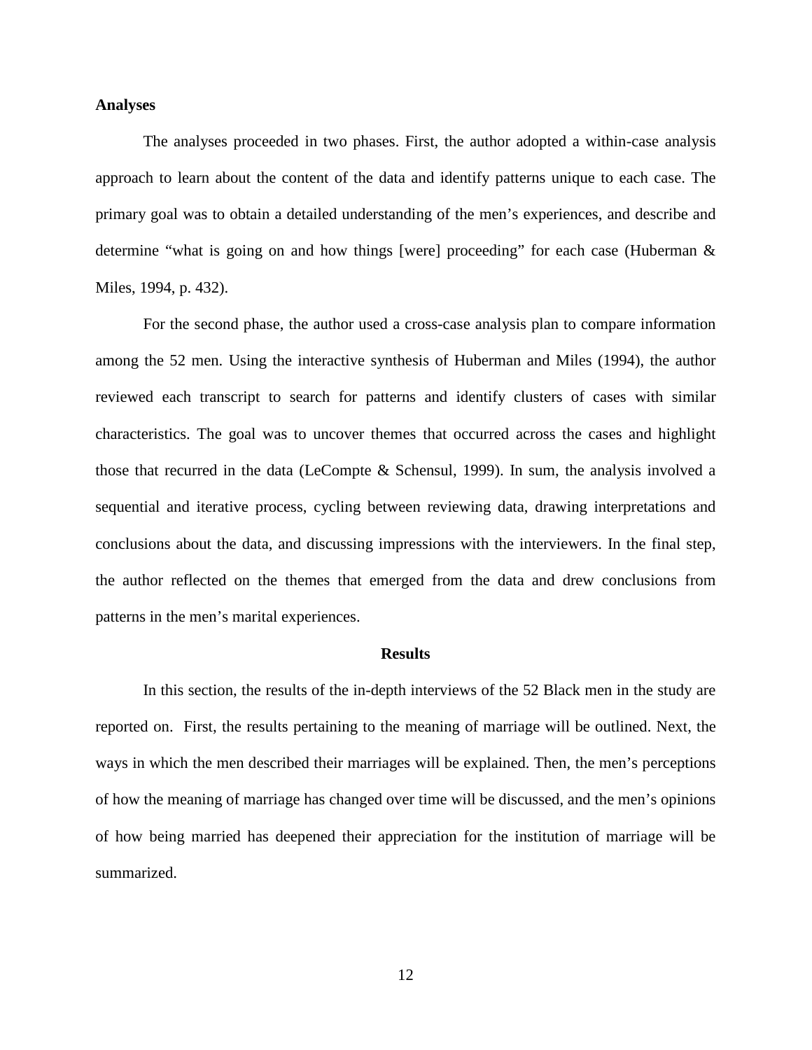**Analyses**

The analyses proceeded in two phases. First, the author adopted a within-case analysis approach to learn about the content of the data and identify patterns unique to each case. The primary goal was to obtain a detailed understanding of the men's experiences, and describe and determine "what is going on and how things [were] proceeding" for each case (Huberman & Miles, 1994, p. 432).

For the second phase, the author used a cross-case analysis plan to compare information among the 52 men. Using the interactive synthesis of Huberman and Miles (1994), the author reviewed each transcript to search for patterns and identify clusters of cases with similar characteristics. The goal was to uncover themes that occurred across the cases and highlight those that recurred in the data (LeCompte & Schensul, 1999). In sum, the analysis involved a sequential and iterative process, cycling between reviewing data, drawing interpretations and conclusions about the data, and discussing impressions with the interviewers. In the final step, the author reflected on the themes that emerged from the data and drew conclusions from patterns in the men's marital experiences.

## Results

In this section, the results of the in-depth interviews of the 52 Black men in the study are reported on. First, the results pertaining to the meaning of marriage will be outlined. Next, the ways in which the men described their marriages will be explained. Then, the men's perceptions of how the meaning of marriage has changed over time will be discussed, and the men's opinions of how being married has deepened their appreciation for the institution of marriage will be summarized.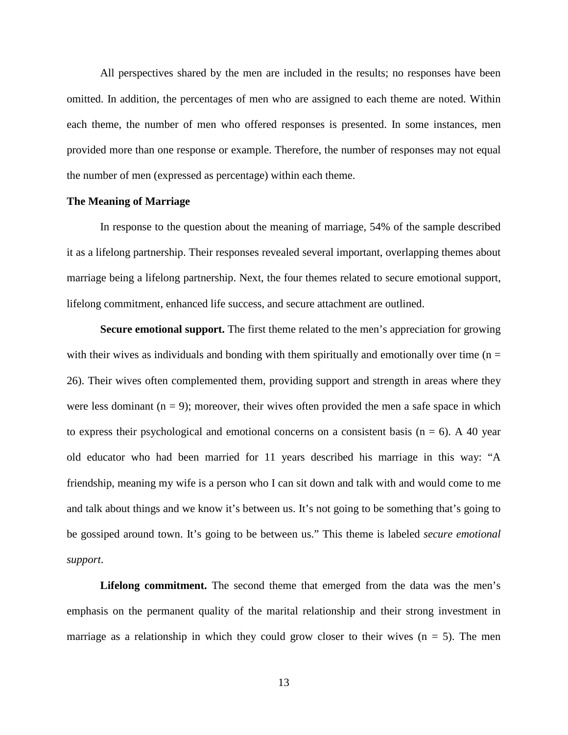All perspectives shared by the men are included in the results; no responses have been omitted. In addition, the percentages of men who are assigned to each theme are noted. Within each theme, the number of men who offered responses is presented. In some instances, men provided more than one response or example. Therefore, the number of responses may not equal the number of men (expressed as percentage) within each theme.

### The Meaning of Marriage

In response to the question about the meaning of marriage, 54% of the sample described it as a lifelong partnership. Their responses revealed several important, overlapping themes about marriage being a lifelong partnership. Next, the four themes related to secure emotional support, lifelong commitment, enhanced life success, and secure attachment are outlined.

**Secure emotional support.** The first theme related to the men's appreciation for growing with their wives as individuals and bonding with them spiritually and emotionally over time ($n = 26$). Their wives often complemented them, providing support and strength in areas where they were less dominant ($n = 9$); moreover, their wives often provided the men a safe space in which to express their psychological and emotional concerns on a consistent basis ($n = 6$). A 40 year old educator who had been married for 11 years described his marriage in this way: "A friendship, meaning my wife is a person who I can sit down and talk with and would come to me and talk about things and we know it's between us. It's not going to be something that's going to be gossiped around town. It's going to be between us." This theme is labeled *secure emotional support*.

**Lifelong commitment.** The second theme that emerged from the data was the men's emphasis on the permanent quality of the marital relationship and their strong investment in marriage as a relationship in which they could grow closer to their wives ($n = 5$). The men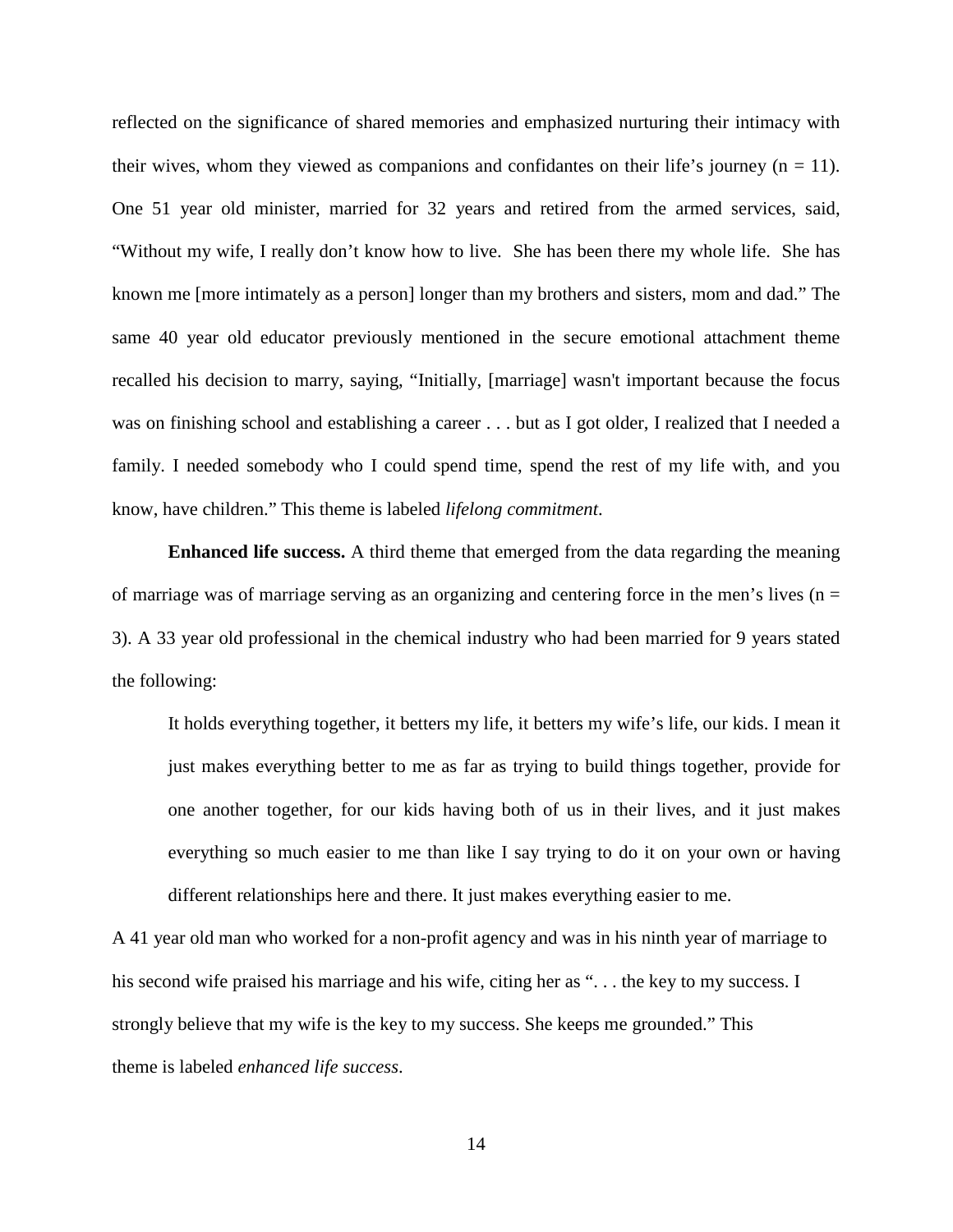reflected on the significance of shared memories and emphasized nurturing their intimacy with their wives, whom they viewed as companions and confidantes on their life's journey (n = 11). One 51 year old minister, married for 32 years and retired from the armed services, said, "Without my wife, I really don't know how to live. She has been there my whole life. She has known me [more intimately as a person] longer than my brothers and sisters, mom and dad." The same 40 year old educator previously mentioned in the secure emotional attachment theme recalled his decision to marry, saying, "Initially, [marriage] wasn't important because the focus was on finishing school and establishing a career . . . but as I got older, I realized that I needed a family. I needed somebody who I could spend time, spend the rest of my life with, and you know, have children." This theme is labeled *lifelong commitment*.

**Enhanced life success.** A third theme that emerged from the data regarding the meaning of marriage was of marriage serving as an organizing and centering force in the men's lives (n = 3). A 33 year old professional in the chemical industry who had been married for 9 years stated the following:

> It holds everything together, it betters my life, it betters my wife's life, our kids. I mean it just makes everything better to me as far as trying to build things together, provide for one another together, for our kids having both of us in their lives, and it just makes everything so much easier to me than like I say trying to do it on your own or having different relationships here and there. It just makes everything easier to me.

A 41 year old man who worked for a non-profit agency and was in his ninth year of marriage to his second wife praised his marriage and his wife, citing her as ". . . the key to my success. I strongly believe that my wife is the key to my success. She keeps me grounded." This theme is labeled *enhanced life success*.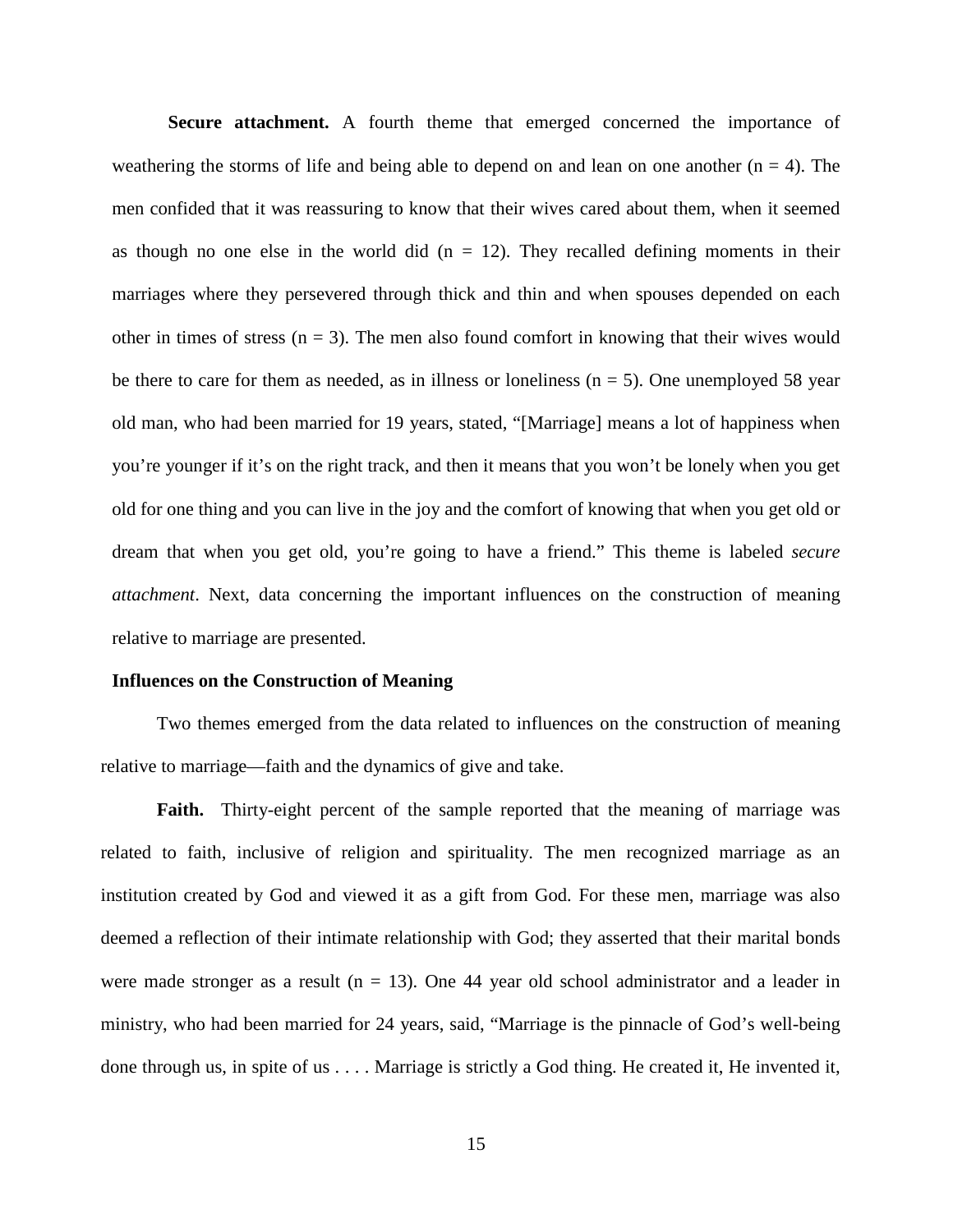**Secure attachment.** A fourth theme that emerged concerned the importance of weathering the storms of life and being able to depend on and lean on one another ($n = 4$). The men confided that it was reassuring to know that their wives cared about them, when it seemed as though no one else in the world did ($n = 12$). They recalled defining moments in their marriages where they persevered through thick and thin and when spouses depended on each other in times of stress ($n = 3$). The men also found comfort in knowing that their wives would be there to care for them as needed, as in illness or loneliness ($n = 5$). One unemployed 58 year old man, who had been married for 19 years, stated, "[Marriage] means a lot of happiness when you're younger if it's on the right track, and then it means that you won't be lonely when you get old for one thing and you can live in the joy and the comfort of knowing that when you get old or dream that when you get old, you're going to have a friend." This theme is labeled *secure attachment*. Next, data concerning the important influences on the construction of meaning relative to marriage are presented.

### Influences on the Construction of Meaning

Two themes emerged from the data related to influences on the construction of meaning relative to marriage—faith and the dynamics of give and take.

**Faith.** Thirty-eight percent of the sample reported that the meaning of marriage was related to faith, inclusive of religion and spirituality. The men recognized marriage as an institution created by God and viewed it as a gift from God. For these men, marriage was also deemed a reflection of their intimate relationship with God; they asserted that their marital bonds were made stronger as a result ($n = 13$). One 44 year old school administrator and a leader in ministry, who had been married for 24 years, said, "Marriage is the pinnacle of God's well-being done through us, in spite of us . . . . Marriage is strictly a God thing. He created it, He invented it,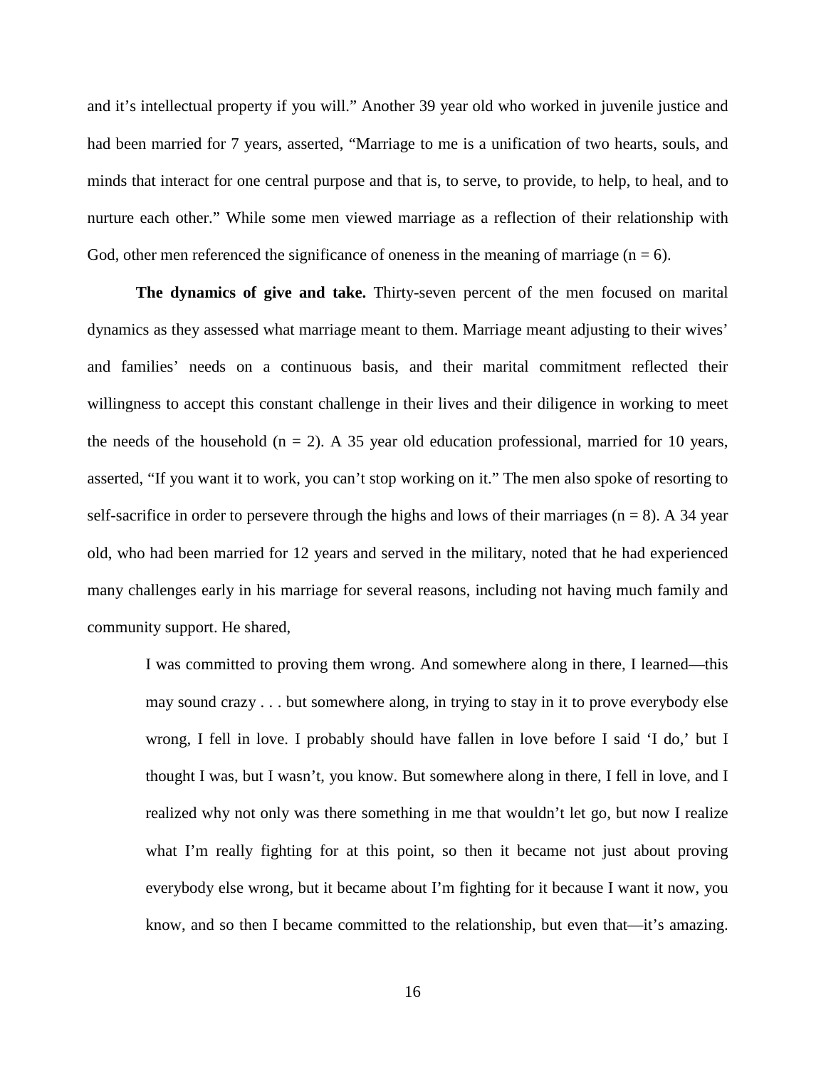and it's intellectual property if you will." Another 39 year old who worked in juvenile justice and had been married for 7 years, asserted, "Marriage to me is a unification of two hearts, souls, and minds that interact for one central purpose and that is, to serve, to provide, to help, to heal, and to nurture each other." While some men viewed marriage as a reflection of their relationship with God, other men referenced the significance of oneness in the meaning of marriage ($n = 6$).

**The dynamics of give and take.** Thirty-seven percent of the men focused on marital dynamics as they assessed what marriage meant to them. Marriage meant adjusting to their wives' and families' needs on a continuous basis, and their marital commitment reflected their willingness to accept this constant challenge in their lives and their diligence in working to meet the needs of the household ($n = 2$). A 35 year old education professional, married for 10 years, asserted, "If you want it to work, you can't stop working on it." The men also spoke of resorting to self-sacrifice in order to persevere through the highs and lows of their marriages ($n = 8$). A 34 year old, who had been married for 12 years and served in the military, noted that he had experienced many challenges early in his marriage for several reasons, including not having much family and community support. He shared,

> I was committed to proving them wrong. And somewhere along in there, I learned—this may sound crazy . . . but somewhere along, in trying to stay in it to prove everybody else wrong, I fell in love. I probably should have fallen in love before I said 'I do,' but I thought I was, but I wasn't, you know. But somewhere along in there, I fell in love, and I realized why not only was there something in me that wouldn't let go, but now I realize what I'm really fighting for at this point, so then it became not just about proving everybody else wrong, but it became about I'm fighting for it because I want it now, you know, and so then I became committed to the relationship, but even that—it's amazing.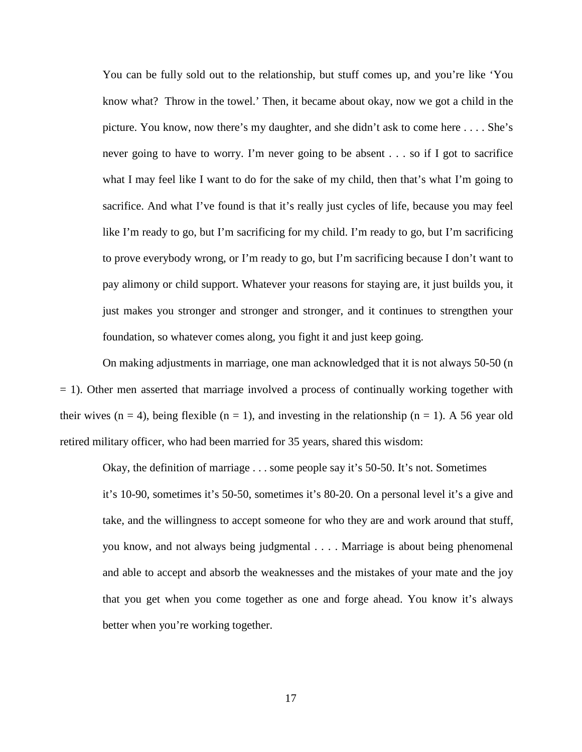> You can be fully sold out to the relationship, but stuff comes up, and you're like 'You know what? Throw in the towel.' Then, it became about okay, now we got a child in the picture. You know, now there's my daughter, and she didn't ask to come here . . . . She's never going to have to worry. I'm never going to be absent . . . so if I got to sacrifice what I may feel like I want to do for the sake of my child, then that's what I'm going to sacrifice. And what I've found is that it's really just cycles of life, because you may feel like I'm ready to go, but I'm sacrificing for my child. I'm ready to go, but I'm sacrificing to prove everybody wrong, or I'm ready to go, but I'm sacrificing because I don't want to pay alimony or child support. Whatever your reasons for staying are, it just builds you, it just makes you stronger and stronger and stronger, and it continues to strengthen your foundation, so whatever comes along, you fight it and just keep going.

On making adjustments in marriage, one man acknowledged that it is not always 50-50 (n = 1). Other men asserted that marriage involved a process of continually working together with their wives (n = 4), being flexible (n = 1), and investing in the relationship (n = 1). A 56 year old retired military officer, who had been married for 35 years, shared this wisdom:

> Okay, the definition of marriage . . . some people say it's 50-50. It's not. Sometimes it's 10-90, sometimes it's 50-50, sometimes it's 80-20. On a personal level it's a give and take, and the willingness to accept someone for who they are and work around that stuff, you know, and not always being judgmental . . . . Marriage is about being phenomenal and able to accept and absorb the weaknesses and the mistakes of your mate and the joy that you get when you come together as one and forge ahead. You know it's always better when you're working together.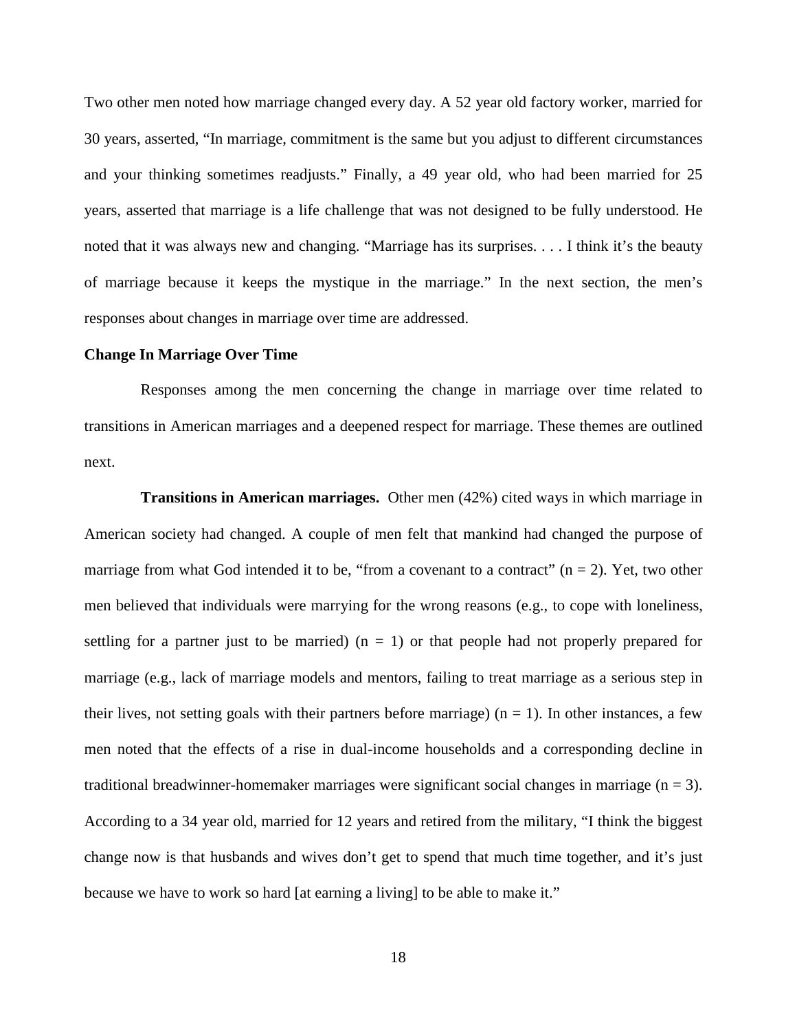Two other men noted how marriage changed every day. A 52 year old factory worker, married for 30 years, asserted, "In marriage, commitment is the same but you adjust to different circumstances and your thinking sometimes readjusts." Finally, a 49 year old, who had been married for 25 years, asserted that marriage is a life challenge that was not designed to be fully understood. He noted that it was always new and changing. "Marriage has its surprises. . . . I think it's the beauty of marriage because it keeps the mystique in the marriage." In the next section, the men's responses about changes in marriage over time are addressed.

### Change In Marriage Over Time

Responses among the men concerning the change in marriage over time related to transitions in American marriages and a deepened respect for marriage. These themes are outlined next.

**Transitions in American marriages.** Other men (42%) cited ways in which marriage in American society had changed. A couple of men felt that mankind had changed the purpose of marriage from what God intended it to be, "from a covenant to a contract" ($n = 2$). Yet, two other men believed that individuals were marrying for the wrong reasons (e.g., to cope with loneliness, settling for a partner just to be married) ($n = 1$) or that people had not properly prepared for marriage (e.g., lack of marriage models and mentors, failing to treat marriage as a serious step in their lives, not setting goals with their partners before marriage) ($n = 1$). In other instances, a few men noted that the effects of a rise in dual-income households and a corresponding decline in traditional breadwinner-homemaker marriages were significant social changes in marriage ($n = 3$). According to a 34 year old, married for 12 years and retired from the military, "I think the biggest change now is that husbands and wives don't get to spend that much time together, and it's just because we have to work so hard [at earning a living] to be able to make it."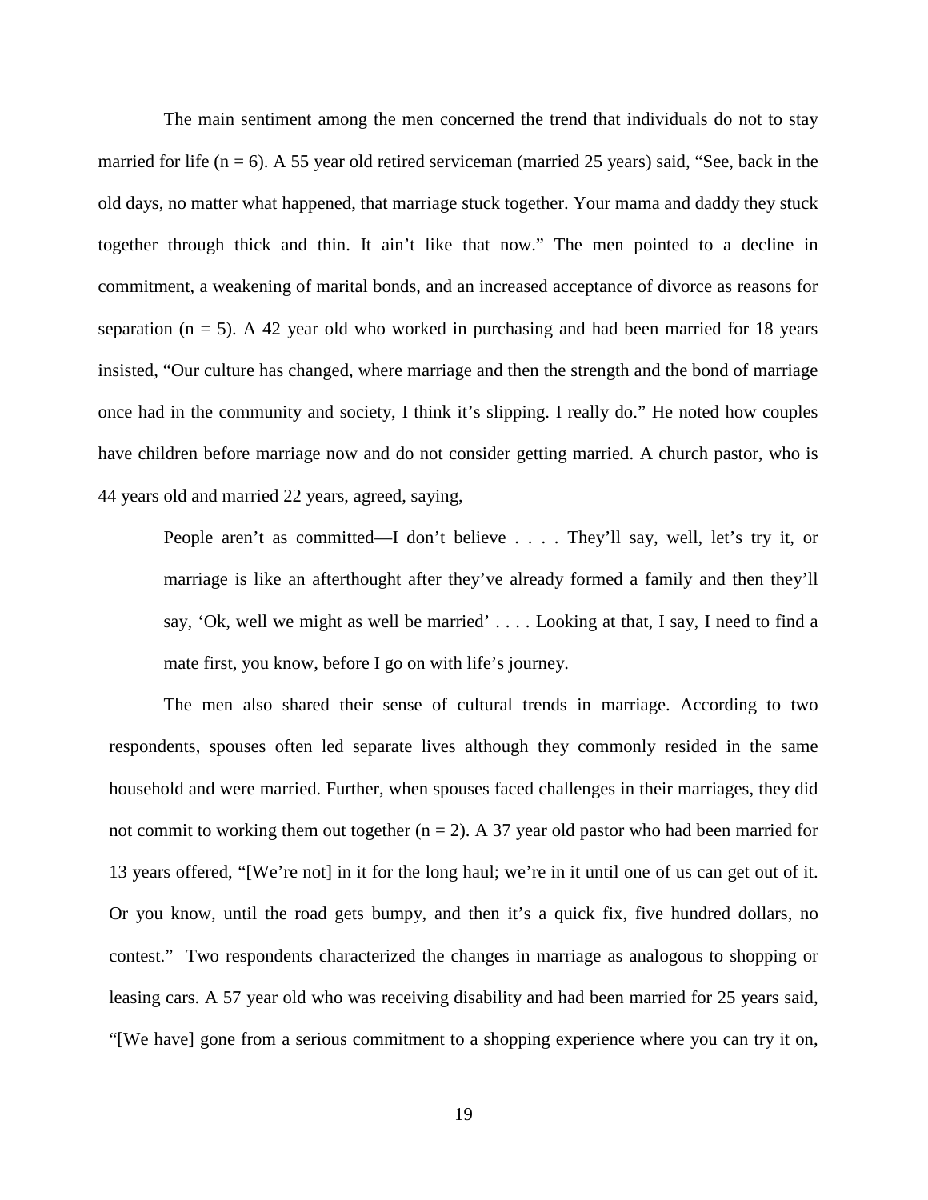The main sentiment among the men concerned the trend that individuals do not to stay married for life (n = 6). A 55 year old retired serviceman (married 25 years) said, "See, back in the old days, no matter what happened, that marriage stuck together. Your mama and daddy they stuck together through thick and thin. It ain't like that now." The men pointed to a decline in commitment, a weakening of marital bonds, and an increased acceptance of divorce as reasons for separation (n = 5). A 42 year old who worked in purchasing and had been married for 18 years insisted, "Our culture has changed, where marriage and then the strength and the bond of marriage once had in the community and society, I think it's slipping. I really do." He noted how couples have children before marriage now and do not consider getting married. A church pastor, who is 44 years old and married 22 years, agreed, saying,

> People aren't as committed—I don't believe . . . . They'll say, well, let's try it, or marriage is like an afterthought after they've already formed a family and then they'll say, 'Ok, well we might as well be married' . . . . Looking at that, I say, I need to find a mate first, you know, before I go on with life's journey.

The men also shared their sense of cultural trends in marriage. According to two respondents, spouses often led separate lives although they commonly resided in the same household and were married. Further, when spouses faced challenges in their marriages, they did not commit to working them out together (n = 2). A 37 year old pastor who had been married for 13 years offered, "[We're not] in it for the long haul; we're in it until one of us can get out of it. Or you know, until the road gets bumpy, and then it's a quick fix, five hundred dollars, no contest." Two respondents characterized the changes in marriage as analogous to shopping or leasing cars. A 57 year old who was receiving disability and had been married for 25 years said, "[We have] gone from a serious commitment to a shopping experience where you can try it on,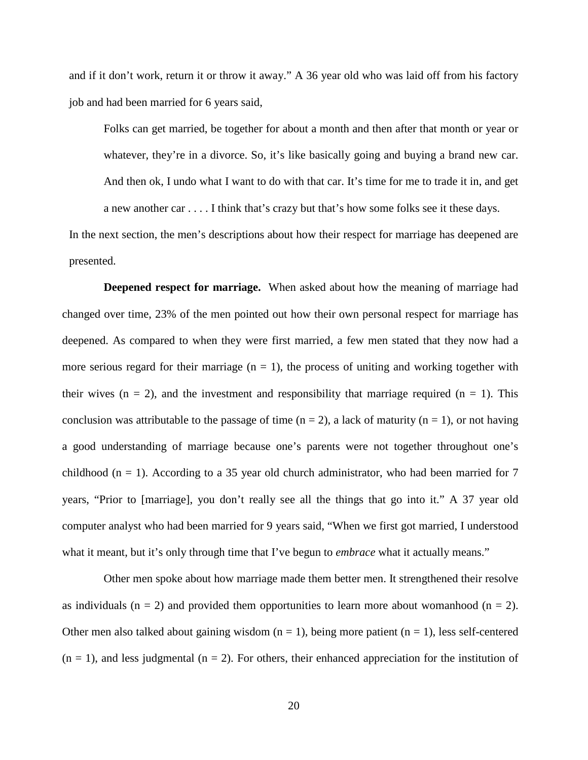and if it don't work, return it or throw it away." A 36 year old who was laid off from his factory job and had been married for 6 years said,

> Folks can get married, be together for about a month and then after that month or year or whatever, they're in a divorce. So, it's like basically going and buying a brand new car. And then ok, I undo what I want to do with that car. It's time for me to trade it in, and get a new another car . . . . I think that's crazy but that's how some folks see it these days.

In the next section, the men's descriptions about how their respect for marriage has deepened are presented.

**Deepened respect for marriage.** When asked about how the meaning of marriage had changed over time, 23% of the men pointed out how their own personal respect for marriage has deepened. As compared to when they were first married, a few men stated that they now had a more serious regard for their marriage (n = 1), the process of uniting and working together with their wives (n = 2), and the investment and responsibility that marriage required (n = 1). This conclusion was attributable to the passage of time (n = 2), a lack of maturity (n = 1), or not having a good understanding of marriage because one's parents were not together throughout one's childhood (n = 1). According to a 35 year old church administrator, who had been married for 7 years, "Prior to [marriage], you don't really see all the things that go into it." A 37 year old computer analyst who had been married for 9 years said, "When we first got married, I understood what it meant, but it's only through time that I've begun to *embrace* what it actually means."

Other men spoke about how marriage made them better men. It strengthened their resolve as individuals (n = 2) and provided them opportunities to learn more about womanhood (n = 2). Other men also talked about gaining wisdom (n = 1), being more patient (n = 1), less self-centered (n = 1), and less judgmental (n = 2). For others, their enhanced appreciation for the institution of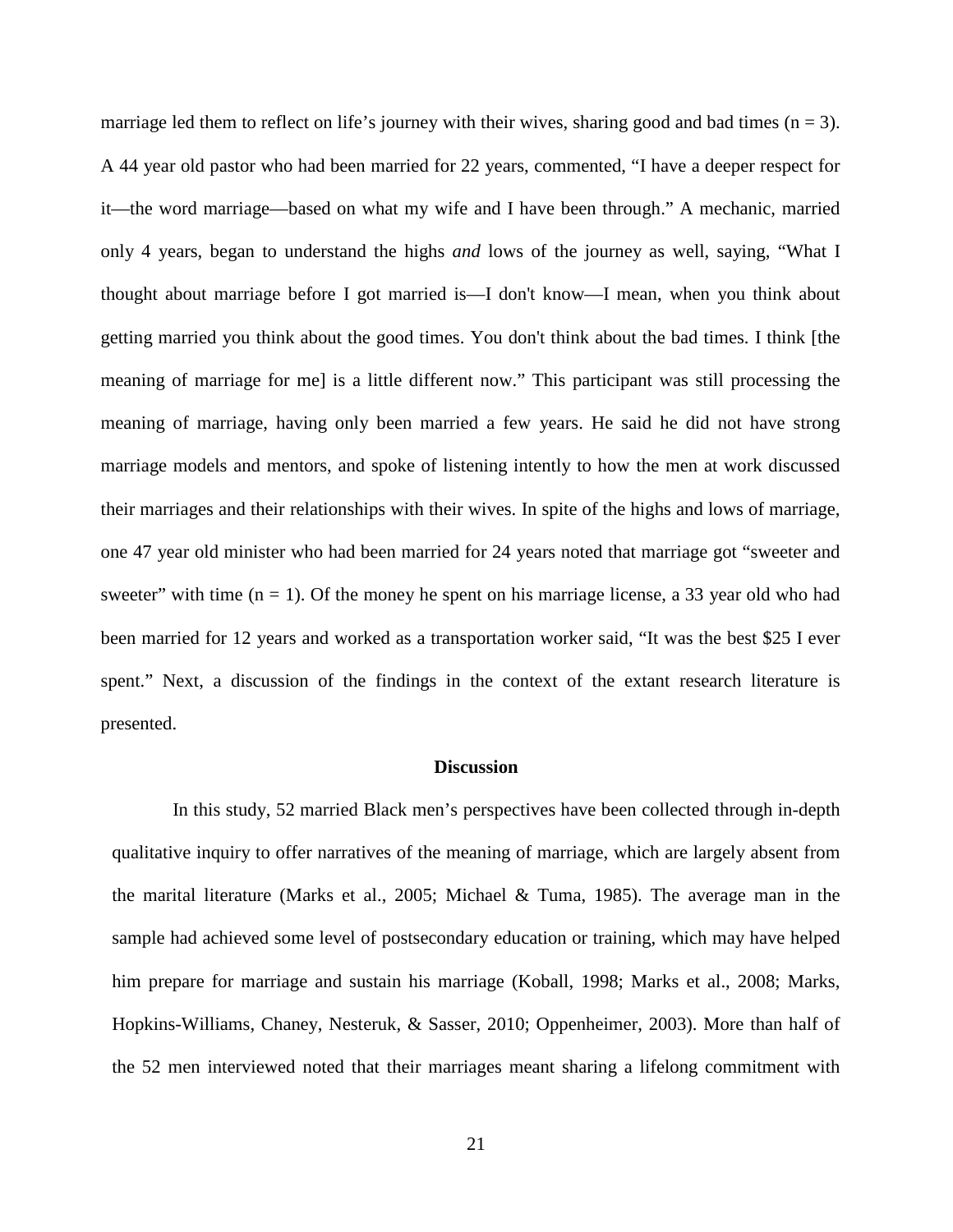marriage led them to reflect on life's journey with their wives, sharing good and bad times ($n = 3$). A 44 year old pastor who had been married for 22 years, commented, "I have a deeper respect for it—the word marriage—based on what my wife and I have been through." A mechanic, married only 4 years, began to understand the highs *and* lows of the journey as well, saying, "What I thought about marriage before I got married is—I don't know—I mean, when you think about getting married you think about the good times. You don't think about the bad times. I think [the meaning of marriage for me] is a little different now." This participant was still processing the meaning of marriage, having only been married a few years. He said he did not have strong marriage models and mentors, and spoke of listening intently to how the men at work discussed their marriages and their relationships with their wives. In spite of the highs and lows of marriage, one 47 year old minister who had been married for 24 years noted that marriage got "sweeter and sweeter" with time ($n = 1$). Of the money he spent on his marriage license, a 33 year old who had been married for 12 years and worked as a transportation worker said, "It was the best $25 I ever spent." Next, a discussion of the findings in the context of the extant research literature is presented.

## Discussion

In this study, 52 married Black men's perspectives have been collected through in-depth qualitative inquiry to offer narratives of the meaning of marriage, which are largely absent from the marital literature (Marks et al., 2005; Michael & Tuma, 1985). The average man in the sample had achieved some level of postsecondary education or training, which may have helped him prepare for marriage and sustain his marriage (Koball, 1998; Marks et al., 2008; Marks, Hopkins-Williams, Chaney, Nesteruk, & Sasser, 2010; Oppenheimer, 2003). More than half of the 52 men interviewed noted that their marriages meant sharing a lifelong commitment with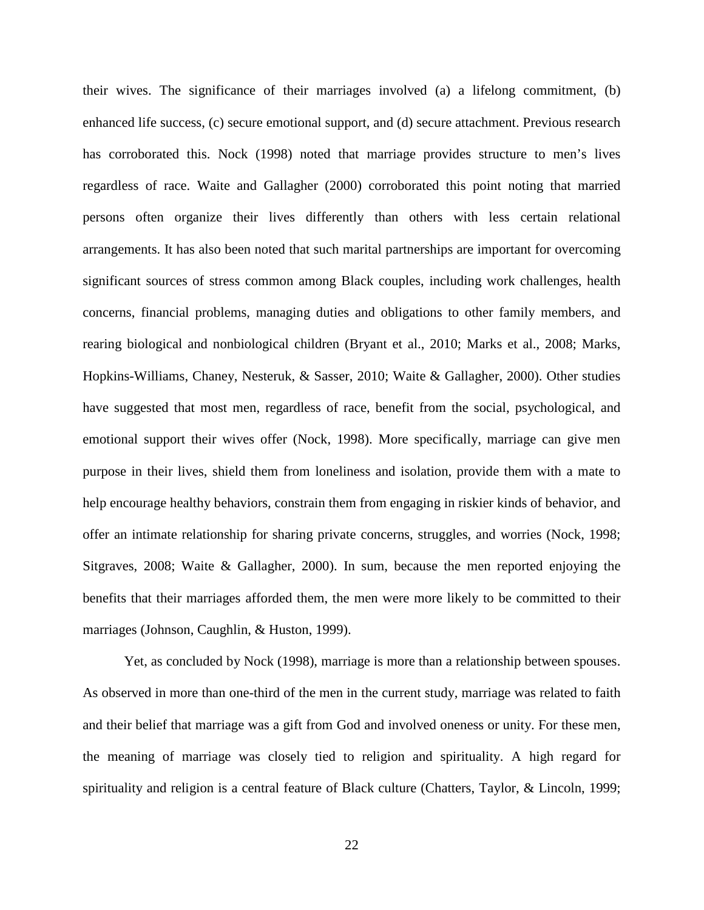their wives. The significance of their marriages involved (a) a lifelong commitment, (b) enhanced life success, (c) secure emotional support, and (d) secure attachment. Previous research has corroborated this. Nock (1998) noted that marriage provides structure to men's lives regardless of race. Waite and Gallagher (2000) corroborated this point noting that married persons often organize their lives differently than others with less certain relational arrangements. It has also been noted that such marital partnerships are important for overcoming significant sources of stress common among Black couples, including work challenges, health concerns, financial problems, managing duties and obligations to other family members, and rearing biological and nonbiological children (Bryant et al., 2010; Marks et al., 2008; Marks, Hopkins-Williams, Chaney, Nesteruk, & Sasser, 2010; Waite & Gallagher, 2000). Other studies have suggested that most men, regardless of race, benefit from the social, psychological, and emotional support their wives offer (Nock, 1998). More specifically, marriage can give men purpose in their lives, shield them from loneliness and isolation, provide them with a mate to help encourage healthy behaviors, constrain them from engaging in riskier kinds of behavior, and offer an intimate relationship for sharing private concerns, struggles, and worries (Nock, 1998; Sitgraves, 2008; Waite & Gallagher, 2000). In sum, because the men reported enjoying the benefits that their marriages afforded them, the men were more likely to be committed to their marriages (Johnson, Caughlin, & Huston, 1999).

Yet, as concluded by Nock (1998), marriage is more than a relationship between spouses. As observed in more than one-third of the men in the current study, marriage was related to faith and their belief that marriage was a gift from God and involved oneness or unity. For these men, the meaning of marriage was closely tied to religion and spirituality. A high regard for spirituality and religion is a central feature of Black culture (Chatters, Taylor, & Lincoln, 1999;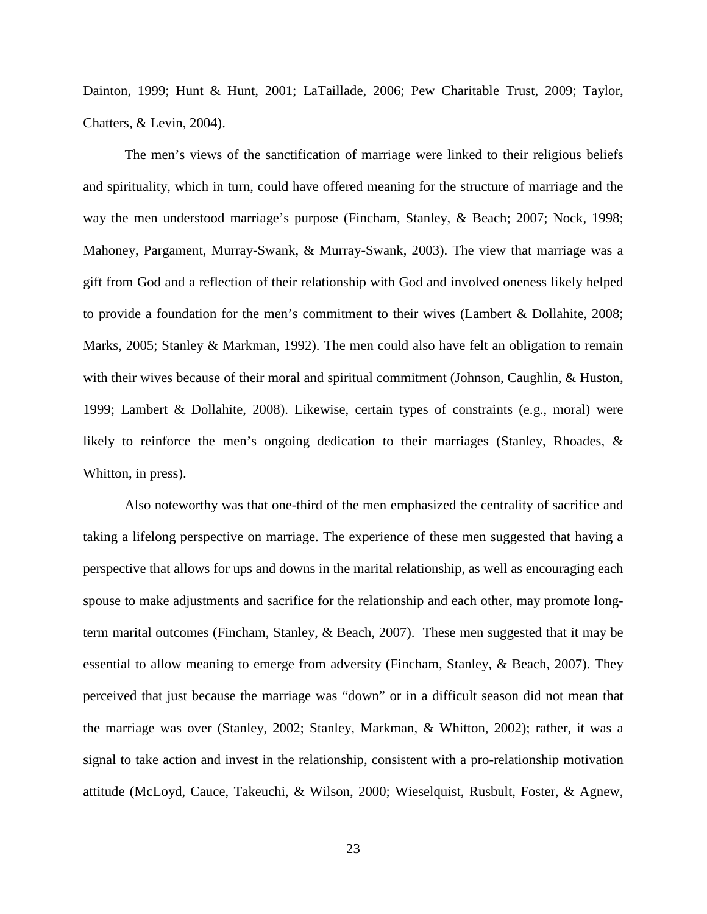Dainton, 1999; Hunt & Hunt, 2001; LaTaillade, 2006; Pew Charitable Trust, 2009; Taylor, Chatters, & Levin, 2004).

The men's views of the sanctification of marriage were linked to their religious beliefs and spirituality, which in turn, could have offered meaning for the structure of marriage and the way the men understood marriage's purpose (Fincham, Stanley, & Beach; 2007; Nock, 1998; Mahoney, Pargament, Murray-Swank, & Murray-Swank, 2003). The view that marriage was a gift from God and a reflection of their relationship with God and involved oneness likely helped to provide a foundation for the men's commitment to their wives (Lambert & Dollahite, 2008; Marks, 2005; Stanley & Markman, 1992). The men could also have felt an obligation to remain with their wives because of their moral and spiritual commitment (Johnson, Caughlin, & Huston, 1999; Lambert & Dollahite, 2008). Likewise, certain types of constraints (e.g., moral) were likely to reinforce the men's ongoing dedication to their marriages (Stanley, Rhoades, & Whitton, in press).

Also noteworthy was that one-third of the men emphasized the centrality of sacrifice and taking a lifelong perspective on marriage. The experience of these men suggested that having a perspective that allows for ups and downs in the marital relationship, as well as encouraging each spouse to make adjustments and sacrifice for the relationship and each other, may promote long-term marital outcomes (Fincham, Stanley, & Beach, 2007). These men suggested that it may be essential to allow meaning to emerge from adversity (Fincham, Stanley, & Beach, 2007). They perceived that just because the marriage was "down" or in a difficult season did not mean that the marriage was over (Stanley, 2002; Stanley, Markman, & Whitton, 2002); rather, it was a signal to take action and invest in the relationship, consistent with a pro-relationship motivation attitude (McLoyd, Cauce, Takeuchi, & Wilson, 2000; Wieselquist, Rusbult, Foster, & Agnew,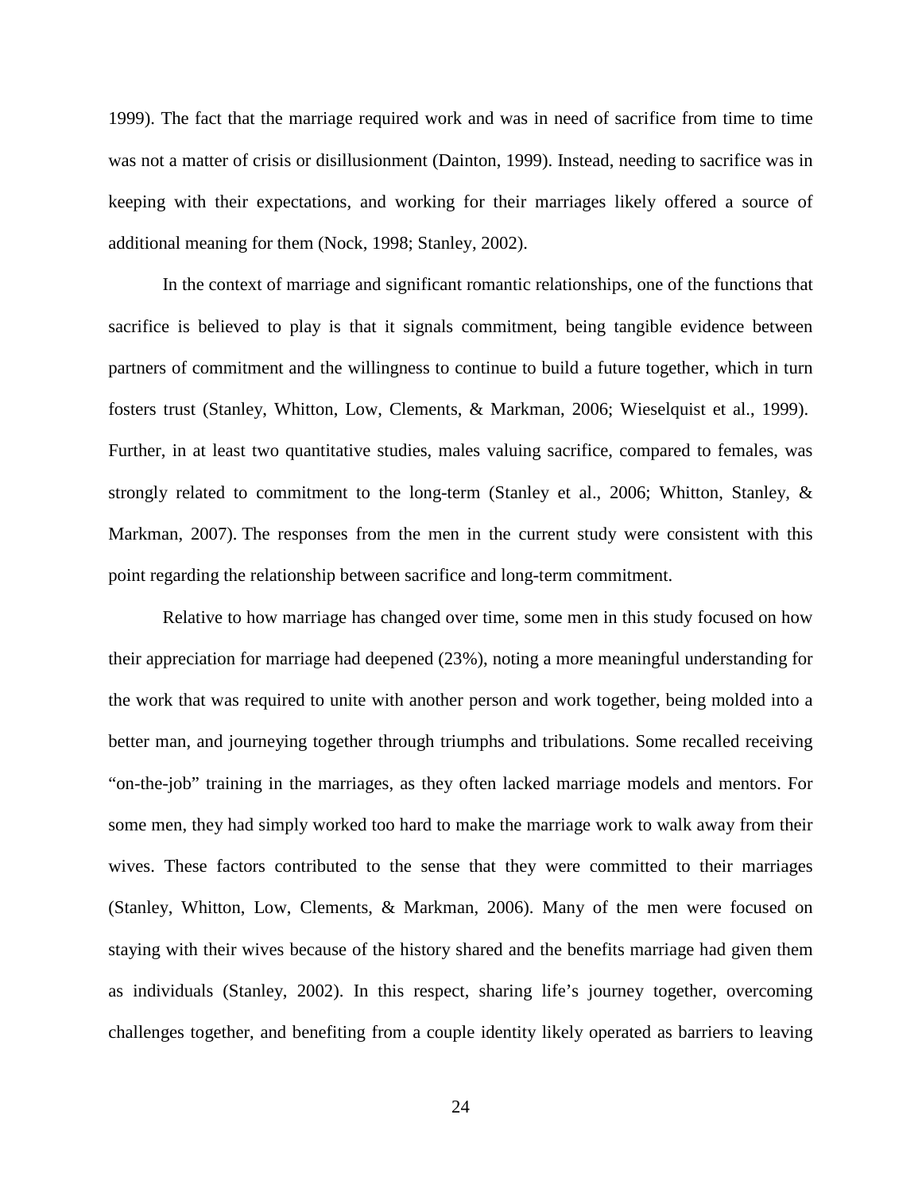1999). The fact that the marriage required work and was in need of sacrifice from time to time was not a matter of crisis or disillusionment (Dainton, 1999). Instead, needing to sacrifice was in keeping with their expectations, and working for their marriages likely offered a source of additional meaning for them (Nock, 1998; Stanley, 2002).

In the context of marriage and significant romantic relationships, one of the functions that sacrifice is believed to play is that it signals commitment, being tangible evidence between partners of commitment and the willingness to continue to build a future together, which in turn fosters trust (Stanley, Whitton, Low, Clements, & Markman, 2006; Wieselquist et al., 1999). Further, in at least two quantitative studies, males valuing sacrifice, compared to females, was strongly related to commitment to the long-term (Stanley et al., 2006; Whitton, Stanley, & Markman, 2007). The responses from the men in the current study were consistent with this point regarding the relationship between sacrifice and long-term commitment.

Relative to how marriage has changed over time, some men in this study focused on how their appreciation for marriage had deepened (23%), noting a more meaningful understanding for the work that was required to unite with another person and work together, being molded into a better man, and journeying together through triumphs and tribulations. Some recalled receiving "on-the-job" training in the marriages, as they often lacked marriage models and mentors. For some men, they had simply worked too hard to make the marriage work to walk away from their wives. These factors contributed to the sense that they were committed to their marriages (Stanley, Whitton, Low, Clements, & Markman, 2006). Many of the men were focused on staying with their wives because of the history shared and the benefits marriage had given them as individuals (Stanley, 2002). In this respect, sharing life's journey together, overcoming challenges together, and benefiting from a couple identity likely operated as barriers to leaving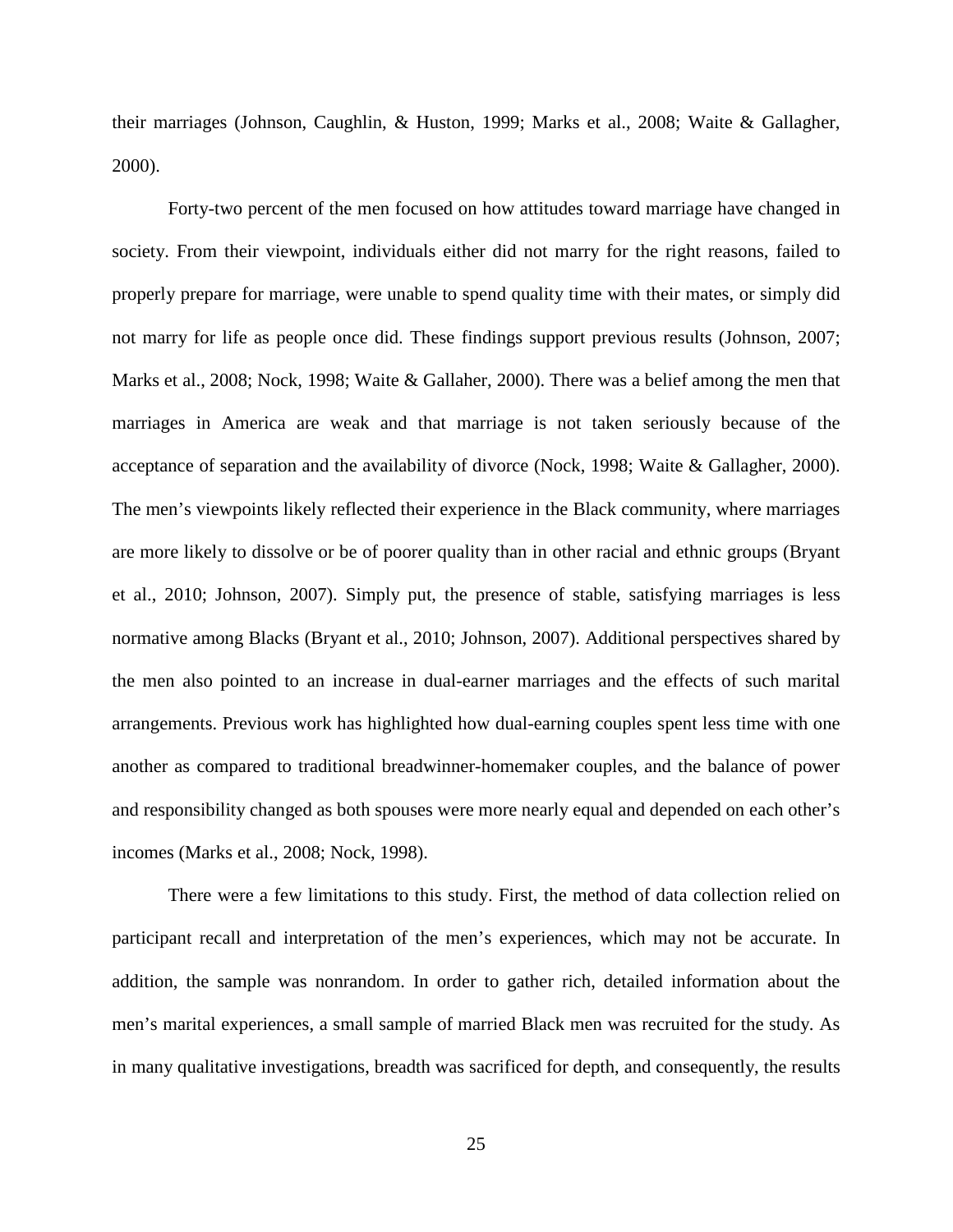their marriages (Johnson, Caughlin, & Huston, 1999; Marks et al., 2008; Waite & Gallagher, 2000).

Forty-two percent of the men focused on how attitudes toward marriage have changed in society. From their viewpoint, individuals either did not marry for the right reasons, failed to properly prepare for marriage, were unable to spend quality time with their mates, or simply did not marry for life as people once did. These findings support previous results (Johnson, 2007; Marks et al., 2008; Nock, 1998; Waite & Gallaher, 2000). There was a belief among the men that marriages in America are weak and that marriage is not taken seriously because of the acceptance of separation and the availability of divorce (Nock, 1998; Waite & Gallagher, 2000). The men's viewpoints likely reflected their experience in the Black community, where marriages are more likely to dissolve or be of poorer quality than in other racial and ethnic groups (Bryant et al., 2010; Johnson, 2007). Simply put, the presence of stable, satisfying marriages is less normative among Blacks (Bryant et al., 2010; Johnson, 2007). Additional perspectives shared by the men also pointed to an increase in dual-earner marriages and the effects of such marital arrangements. Previous work has highlighted how dual-earning couples spent less time with one another as compared to traditional breadwinner-homemaker couples, and the balance of power and responsibility changed as both spouses were more nearly equal and depended on each other's incomes (Marks et al., 2008; Nock, 1998).

There were a few limitations to this study. First, the method of data collection relied on participant recall and interpretation of the men's experiences, which may not be accurate. In addition, the sample was nonrandom. In order to gather rich, detailed information about the men's marital experiences, a small sample of married Black men was recruited for the study. As in many qualitative investigations, breadth was sacrificed for depth, and consequently, the results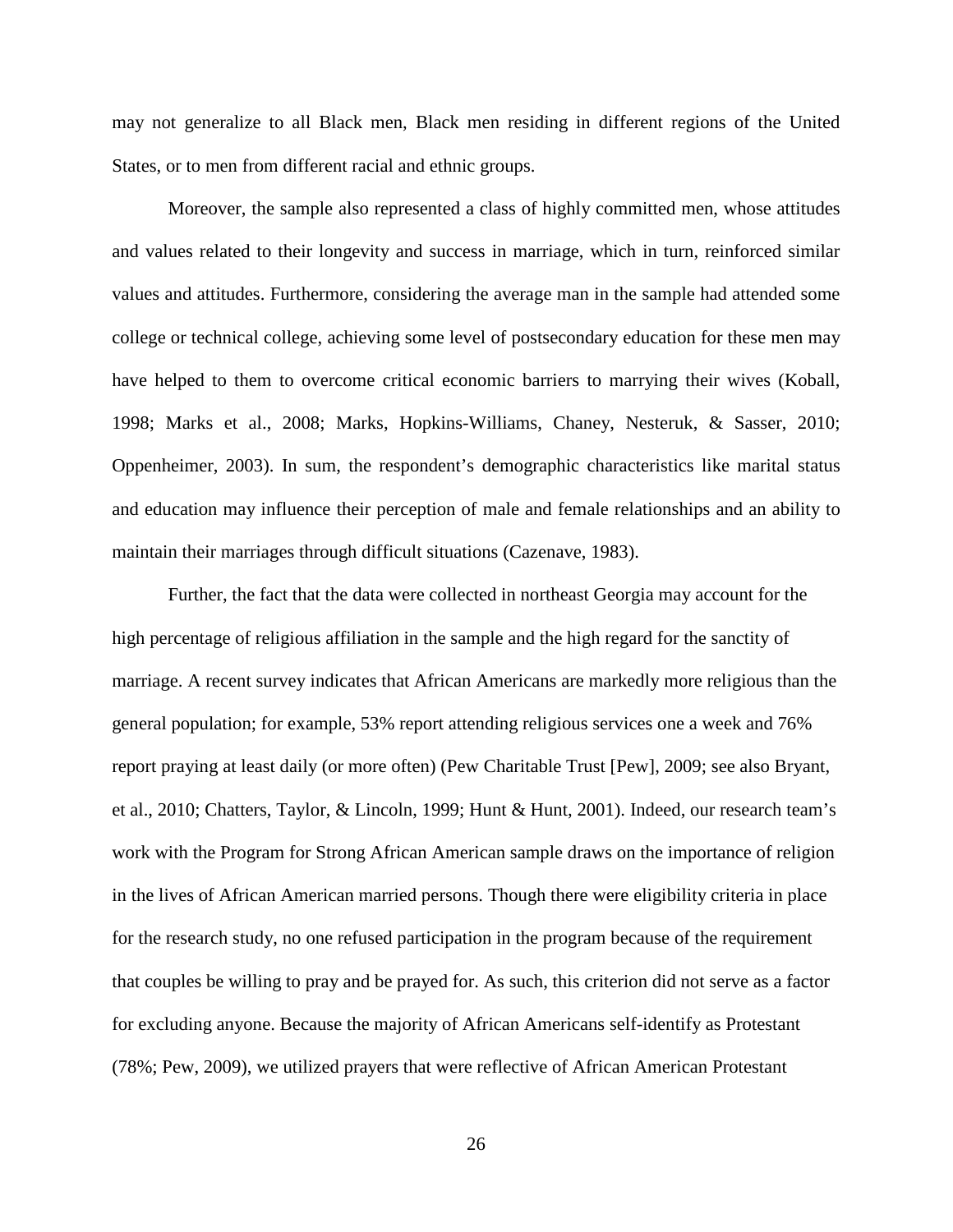may not generalize to all Black men, Black men residing in different regions of the United States, or to men from different racial and ethnic groups.

Moreover, the sample also represented a class of highly committed men, whose attitudes and values related to their longevity and success in marriage, which in turn, reinforced similar values and attitudes. Furthermore, considering the average man in the sample had attended some college or technical college, achieving some level of postsecondary education for these men may have helped to them to overcome critical economic barriers to marrying their wives (Koball, 1998; Marks et al., 2008; Marks, Hopkins-Williams, Chaney, Nesteruk, & Sasser, 2010; Oppenheimer, 2003). In sum, the respondent's demographic characteristics like marital status and education may influence their perception of male and female relationships and an ability to maintain their marriages through difficult situations (Cazenave, 1983).

Further, the fact that the data were collected in northeast Georgia may account for the high percentage of religious affiliation in the sample and the high regard for the sanctity of marriage. A recent survey indicates that African Americans are markedly more religious than the general population; for example, 53% report attending religious services one a week and 76% report praying at least daily (or more often) (Pew Charitable Trust [Pew], 2009; see also Bryant, et al., 2010; Chatters, Taylor, & Lincoln, 1999; Hunt & Hunt, 2001). Indeed, our research team's work with the Program for Strong African American sample draws on the importance of religion in the lives of African American married persons. Though there were eligibility criteria in place for the research study, no one refused participation in the program because of the requirement that couples be willing to pray and be prayed for. As such, this criterion did not serve as a factor for excluding anyone. Because the majority of African Americans self-identify as Protestant (78%; Pew, 2009), we utilized prayers that were reflective of African American Protestant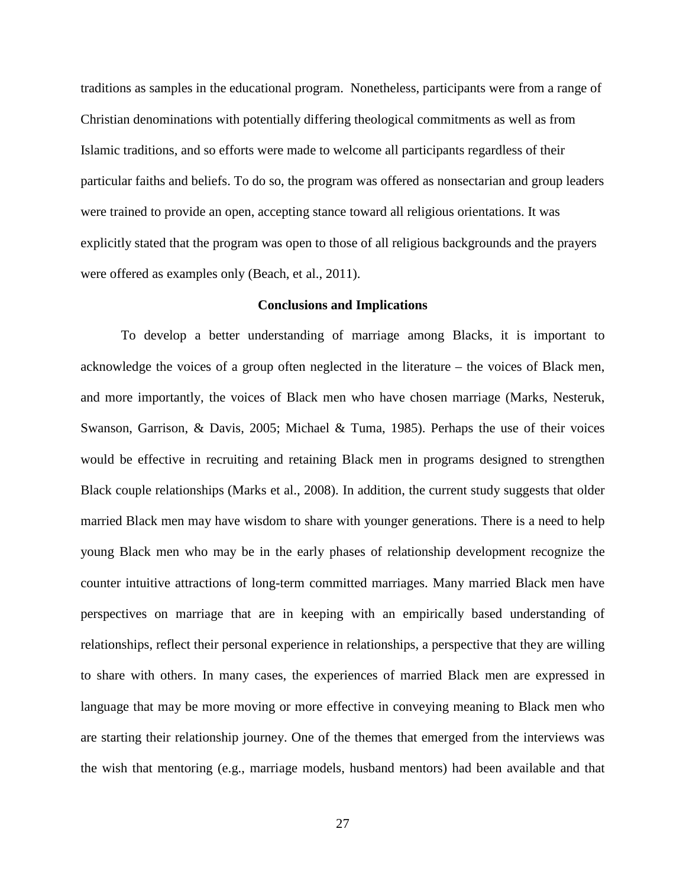traditions as samples in the educational program. Nonetheless, participants were from a range of Christian denominations with potentially differing theological commitments as well as from Islamic traditions, and so efforts were made to welcome all participants regardless of their particular faiths and beliefs. To do so, the program was offered as nonsectarian and group leaders were trained to provide an open, accepting stance toward all religious orientations. It was explicitly stated that the program was open to those of all religious backgrounds and the prayers were offered as examples only (Beach, et al., 2011).

## Conclusions and Implications

To develop a better understanding of marriage among Blacks, it is important to acknowledge the voices of a group often neglected in the literature – the voices of Black men, and more importantly, the voices of Black men who have chosen marriage (Marks, Nesteruk, Swanson, Garrison, & Davis, 2005; Michael & Tuma, 1985). Perhaps the use of their voices would be effective in recruiting and retaining Black men in programs designed to strengthen Black couple relationships (Marks et al., 2008). In addition, the current study suggests that older married Black men may have wisdom to share with younger generations. There is a need to help young Black men who may be in the early phases of relationship development recognize the counter intuitive attractions of long-term committed marriages. Many married Black men have perspectives on marriage that are in keeping with an empirically based understanding of relationships, reflect their personal experience in relationships, a perspective that they are willing to share with others. In many cases, the experiences of married Black men are expressed in language that may be more moving or more effective in conveying meaning to Black men who are starting their relationship journey. One of the themes that emerged from the interviews was the wish that mentoring (e.g., marriage models, husband mentors) had been available and that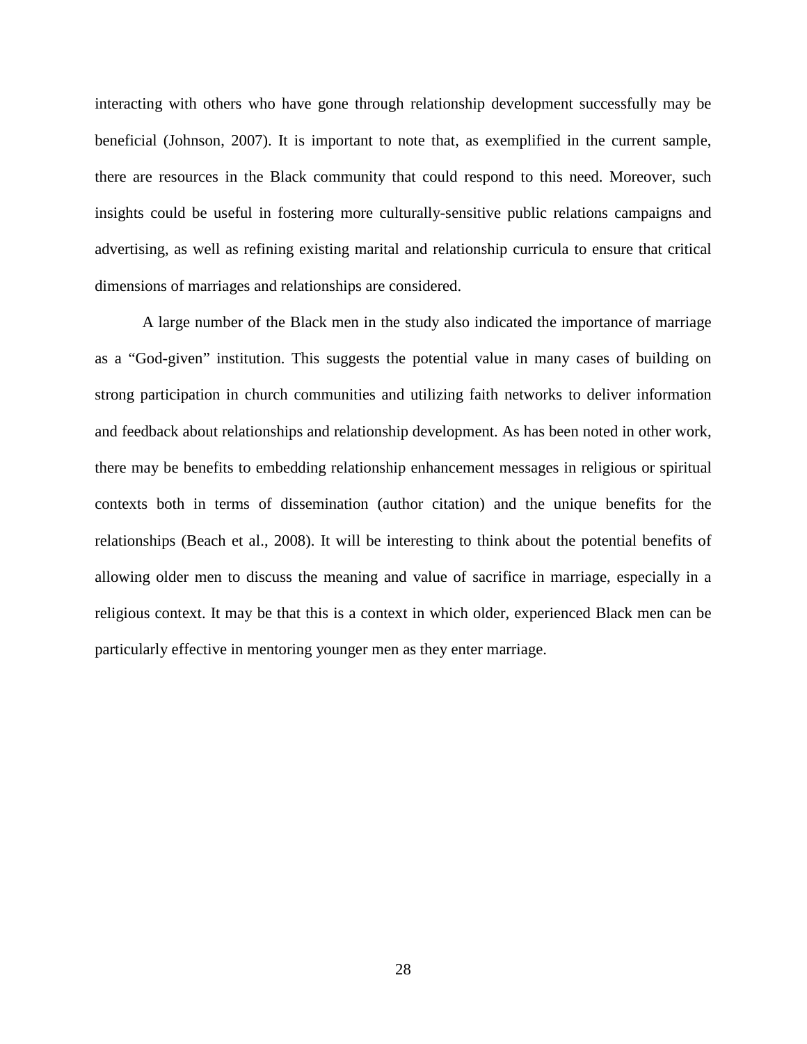interacting with others who have gone through relationship development successfully may be beneficial (Johnson, 2007). It is important to note that, as exemplified in the current sample, there are resources in the Black community that could respond to this need. Moreover, such insights could be useful in fostering more culturally-sensitive public relations campaigns and advertising, as well as refining existing marital and relationship curricula to ensure that critical dimensions of marriages and relationships are considered.

A large number of the Black men in the study also indicated the importance of marriage as a "God-given" institution. This suggests the potential value in many cases of building on strong participation in church communities and utilizing faith networks to deliver information and feedback about relationships and relationship development. As has been noted in other work, there may be benefits to embedding relationship enhancement messages in religious or spiritual contexts both in terms of dissemination (author citation) and the unique benefits for the relationships (Beach et al., 2008). It will be interesting to think about the potential benefits of allowing older men to discuss the meaning and value of sacrifice in marriage, especially in a religious context. It may be that this is a context in which older, experienced Black men can be particularly effective in mentoring younger men as they enter marriage.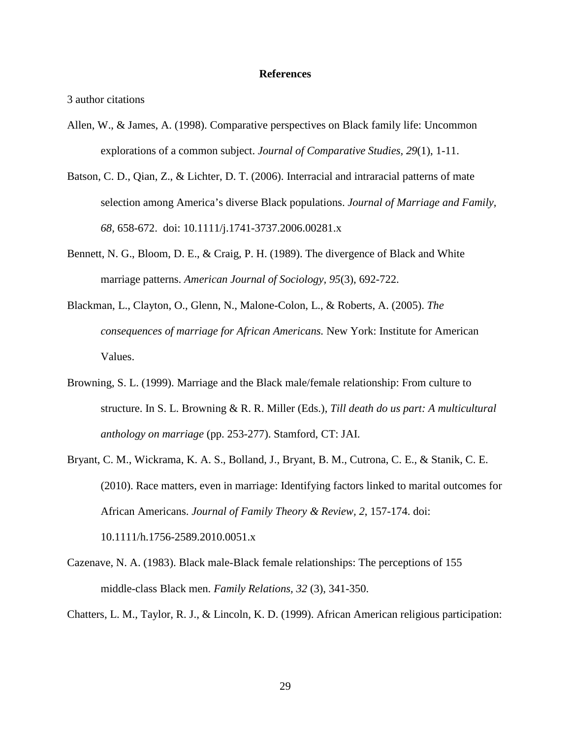# References

3 author citations

Allen, W., & James, A. (1998). Comparative perspectives on Black family life: Uncommon explorations of a common subject. *Journal of Comparative Studies, 29*(1), 1-11.

Batson, C. D., Qian, Z., & Lichter, D. T. (2006). Interracial and intraracial patterns of mate selection among America's diverse Black populations. *Journal of Marriage and Family, 68,* 658-672. doi: 10.1111/j.1741-3737.2006.00281.x

Bennett, N. G., Bloom, D. E., & Craig, P. H. (1989). The divergence of Black and White marriage patterns. *American Journal of Sociology, 95*(3), 692-722.

Blackman, L., Clayton, O., Glenn, N., Malone-Colon, L., & Roberts, A. (2005). *The consequences of marriage for African Americans.* New York: Institute for American Values.

Browning, S. L. (1999). Marriage and the Black male/female relationship: From culture to structure. In S. L. Browning & R. R. Miller (Eds.), *Till death do us part: A multicultural anthology on marriage* (pp. 253-277). Stamford, CT: JAI.

Bryant, C. M., Wickrama, K. A. S., Bolland, J., Bryant, B. M., Cutrona, C. E., & Stanik, C. E. (2010). Race matters, even in marriage: Identifying factors linked to marital outcomes for African Americans. *Journal of Family Theory & Review, 2*, 157-174. doi: 10.1111/h.1756-2589.2010.0051.x

Cazenave, N. A. (1983). Black male-Black female relationships: The perceptions of 155 middle-class Black men. *Family Relations, 32* (3), 341-350.

Chatters, L. M., Taylor, R. J., & Lincoln, K. D. (1999). African American religious participation: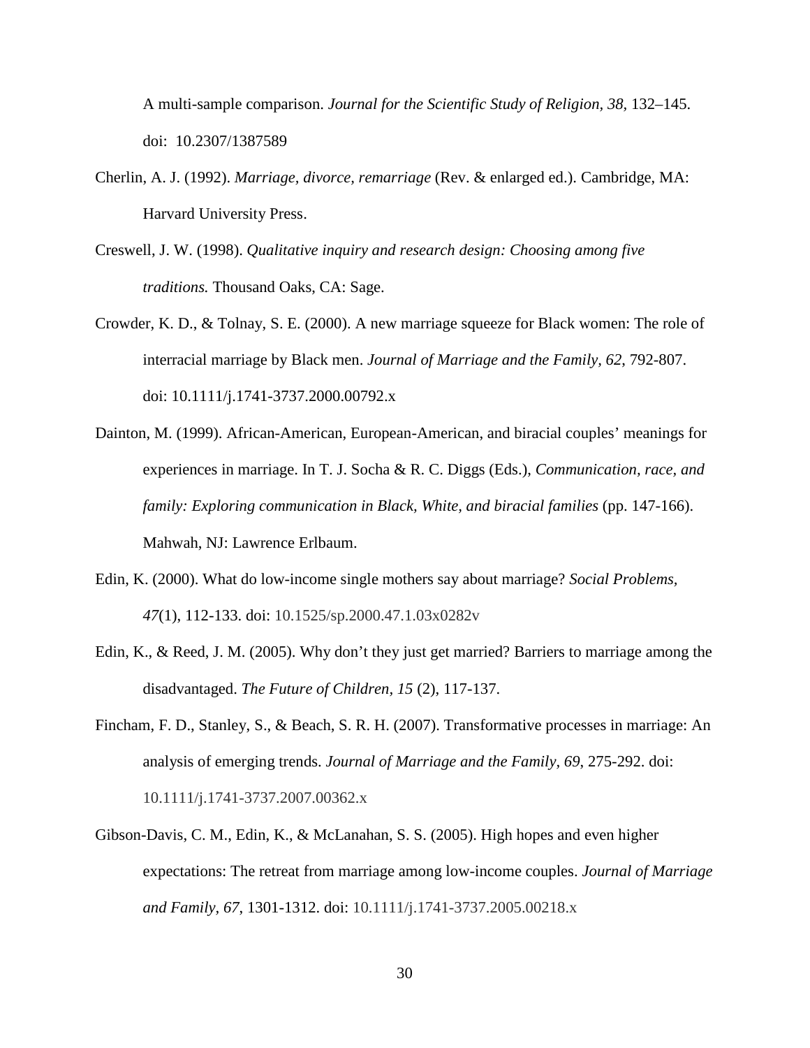A multi-sample comparison. *Journal for the Scientific Study of Religion, 38,* 132–145. doi: 10.2307/1387589

Cherlin, A. J. (1992). *Marriage, divorce, remarriage* (Rev. & enlarged ed.). Cambridge, MA: Harvard University Press.

Creswell, J. W. (1998). *Qualitative inquiry and research design: Choosing among five traditions.* Thousand Oaks, CA: Sage.

Crowder, K. D., & Tolnay, S. E. (2000). A new marriage squeeze for Black women: The role of interracial marriage by Black men. *Journal of Marriage and the Family, 62*, 792-807. doi: 10.1111/j.1741-3737.2000.00792.x

Dainton, M. (1999). African-American, European-American, and biracial couples' meanings for experiences in marriage. In T. J. Socha & R. C. Diggs (Eds.), *Communication, race, and family: Exploring communication in Black, White, and biracial families* (pp. 147-166). Mahwah, NJ: Lawrence Erlbaum.

Edin, K. (2000). What do low-income single mothers say about marriage? *Social Problems, 47*(1), 112-133. doi: 10.1525/sp.2000.47.1.03x0282v

Edin, K., & Reed, J. M. (2005). Why don't they just get married? Barriers to marriage among the disadvantaged. *The Future of Children, 15* (2), 117-137.

Fincham, F. D., Stanley, S., & Beach, S. R. H. (2007). Transformative processes in marriage: An analysis of emerging trends. *Journal of Marriage and the Family, 69*, 275-292. doi: 10.1111/j.1741-3737.2007.00362.x

Gibson-Davis, C. M., Edin, K., & McLanahan, S. S. (2005). High hopes and even higher expectations: The retreat from marriage among low-income couples. *Journal of Marriage and Family, 67*, 1301-1312. doi: 10.1111/j.1741-3737.2005.00218.x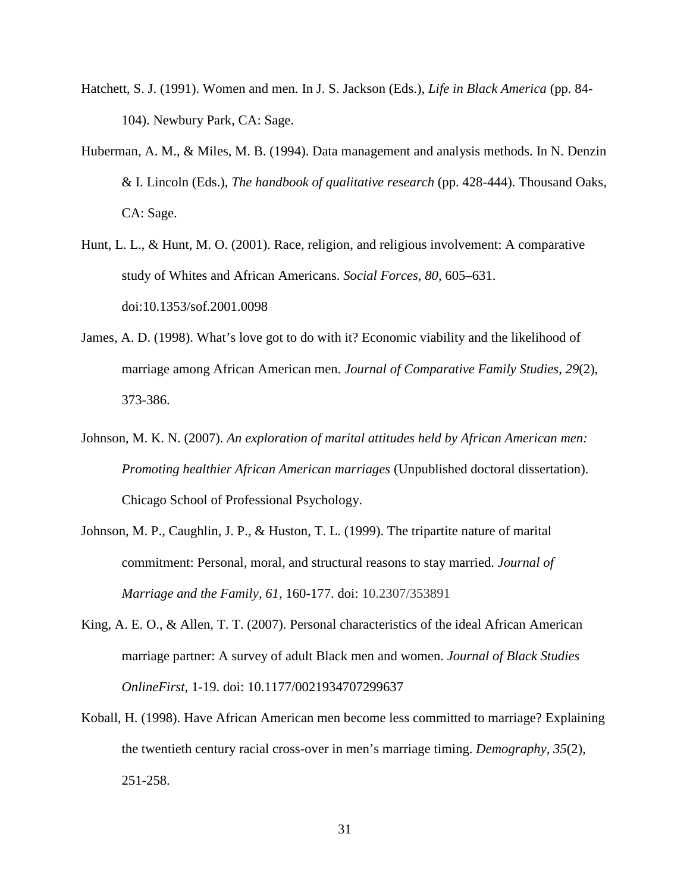Hatchett, S. J. (1991). Women and men. In J. S. Jackson (Eds.), *Life in Black America* (pp. 84-104). Newbury Park, CA: Sage.

Huberman, A. M., & Miles, M. B. (1994). Data management and analysis methods. In N. Denzin & I. Lincoln (Eds.), *The handbook of qualitative research* (pp. 428-444). Thousand Oaks, CA: Sage.

Hunt, L. L., & Hunt, M. O. (2001). Race, religion, and religious involvement: A comparative study of Whites and African Americans. *Social Forces*, *80,* 605–631. doi:10.1353/sof.2001.0098

James, A. D. (1998). What's love got to do with it? Economic viability and the likelihood of marriage among African American men. *Journal of Comparative Family Studies*, *29*(2), 373-386.

Johnson, M. K. N. (2007). *An exploration of marital attitudes held by African American men: Promoting healthier African American marriages* (Unpublished doctoral dissertation). Chicago School of Professional Psychology.

Johnson, M. P., Caughlin, J. P., & Huston, T. L. (1999). The tripartite nature of marital commitment: Personal, moral, and structural reasons to stay married. *Journal of Marriage and the Family, 61,* 160-177. doi: 10.2307/353891

King, A. E. O., & Allen, T. T. (2007). Personal characteristics of the ideal African American marriage partner: A survey of adult Black men and women. *Journal of Black Studies OnlineFirst*, 1-19. doi: 10.1177/0021934707299637

Koball, H. (1998). Have African American men become less committed to marriage? Explaining the twentieth century racial cross-over in men's marriage timing. *Demography*, *35*(2), 251-258.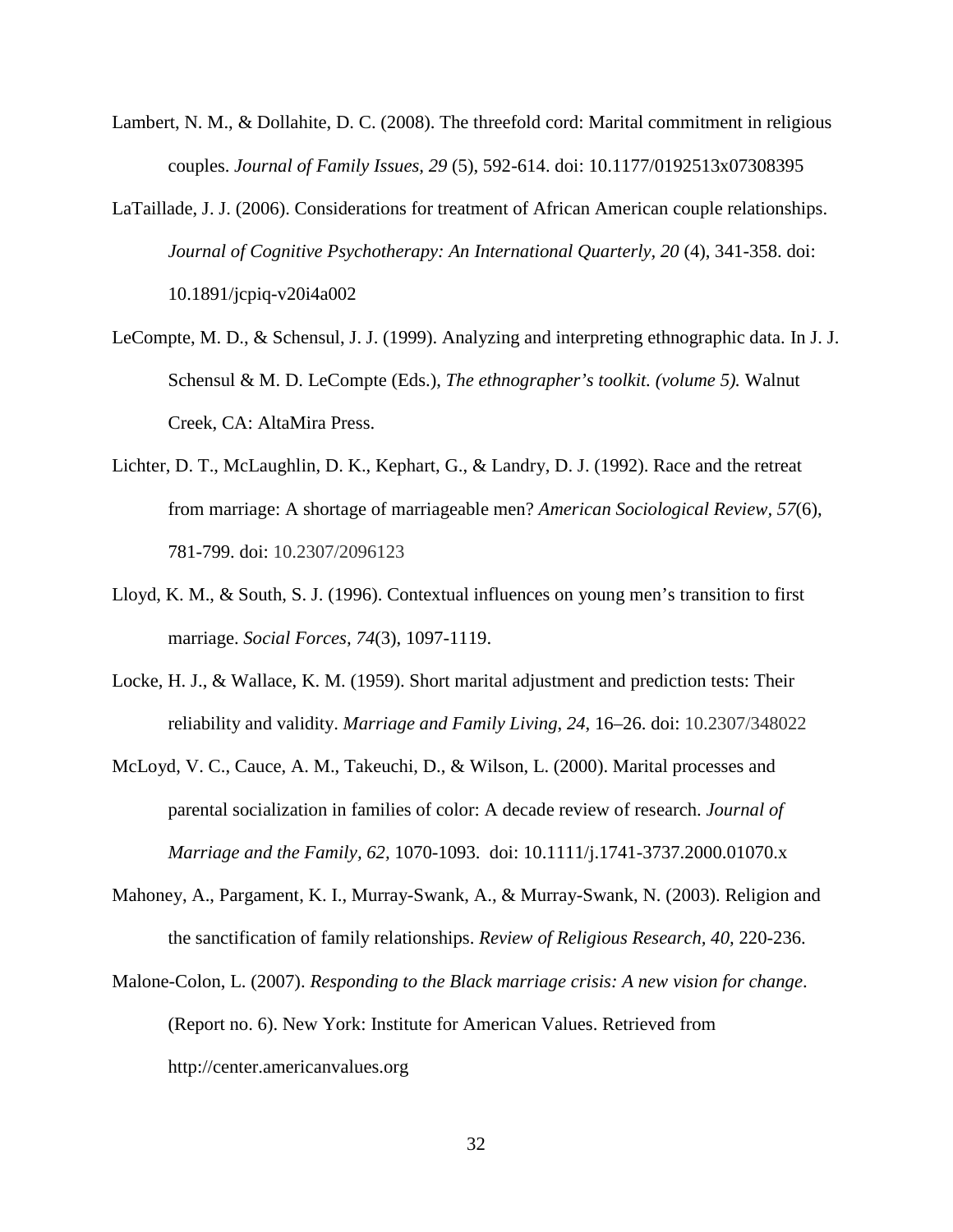Lambert, N. M., & Dollahite, D. C. (2008). The threefold cord: Marital commitment in religious couples. *Journal of Family Issues, 29* (5), 592-614. doi: 10.1177/0192513x07308395

LaTaillade, J. J. (2006). Considerations for treatment of African American couple relationships. *Journal of Cognitive Psychotherapy: An International Quarterly, 20* (4), 341-358. doi: 10.1891/jcpiq-v20i4a002

LeCompte, M. D., & Schensul, J. J. (1999). Analyzing and interpreting ethnographic data. In J. J. Schensul & M. D. LeCompte (Eds.), *The ethnographer's toolkit. (volume 5).* Walnut Creek, CA: AltaMira Press.

Lichter, D. T., McLaughlin, D. K., Kephart, G., & Landry, D. J. (1992). Race and the retreat from marriage: A shortage of marriageable men? *American Sociological Review, 57*(6), 781-799. doi: 10.2307/2096123

Lloyd, K. M., & South, S. J. (1996). Contextual influences on young men's transition to first marriage. *Social Forces, 74*(3), 1097-1119.

Locke, H. J., & Wallace, K. M. (1959). Short marital adjustment and prediction tests: Their reliability and validity. *Marriage and Family Living*, *24*, 16–26. doi: 10.2307/348022

McLoyd, V. C., Cauce, A. M., Takeuchi, D., & Wilson, L. (2000). Marital processes and parental socialization in families of color: A decade review of research. *Journal of Marriage and the Family, 62,* 1070-1093. doi: 10.1111/j.1741-3737.2000.01070.x

Mahoney, A., Pargament, K. I., Murray-Swank, A., & Murray-Swank, N. (2003). Religion and the sanctification of family relationships. *Review of Religious Research, 40,* 220-236.

Malone-Colon, L. (2007). *Responding to the Black marriage crisis: A new vision for change*. (Report no. 6). New York: Institute for American Values. Retrieved from http://center.americanvalues.org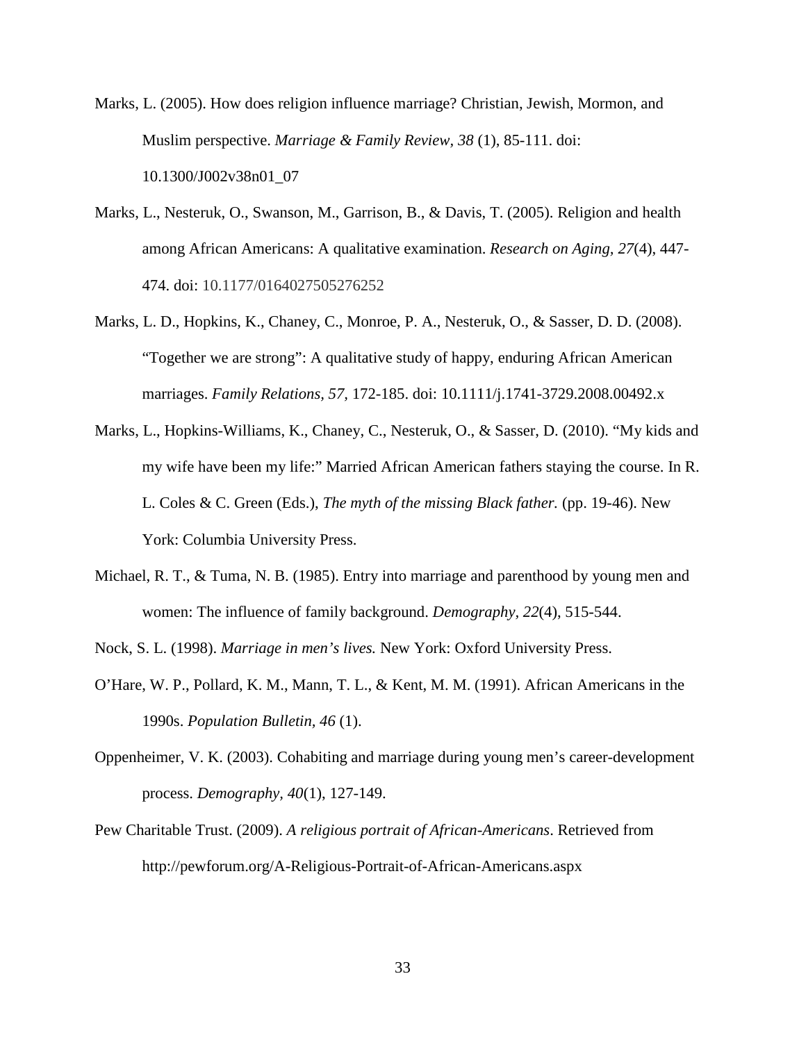Marks, L. (2005). How does religion influence marriage? Christian, Jewish, Mormon, and Muslim perspective. *Marriage & Family Review, 38* (1), 85-111. doi: 10.1300/J002v38n01_07

Marks, L., Nesteruk, O., Swanson, M., Garrison, B., & Davis, T. (2005). Religion and health among African Americans: A qualitative examination. *Research on Aging, 27*(4), 447-474. doi: 10.1177/0164027505276252

Marks, L. D., Hopkins, K., Chaney, C., Monroe, P. A., Nesteruk, O., & Sasser, D. D. (2008). "Together we are strong": A qualitative study of happy, enduring African American marriages. *Family Relations, 57,* 172-185. doi: 10.1111/j.1741-3729.2008.00492.x

Marks, L., Hopkins-Williams, K., Chaney, C., Nesteruk, O., & Sasser, D. (2010). "My kids and my wife have been my life:" Married African American fathers staying the course. In R. L. Coles & C. Green (Eds.), *The myth of the missing Black father.* (pp. 19-46). New York: Columbia University Press.

Michael, R. T., & Tuma, N. B. (1985). Entry into marriage and parenthood by young men and women: The influence of family background. *Demography, 22*(4), 515-544.

Nock, S. L. (1998). *Marriage in men's lives.* New York: Oxford University Press.

O'Hare, W. P., Pollard, K. M., Mann, T. L., & Kent, M. M. (1991). African Americans in the 1990s. *Population Bulletin, 46* (1).

Oppenheimer, V. K. (2003). Cohabiting and marriage during young men's career-development process. *Demography, 40*(1), 127-149.

Pew Charitable Trust. (2009). *A religious portrait of African-Americans*. Retrieved from http://pewforum.org/A-Religious-Portrait-of-African-Americans.aspx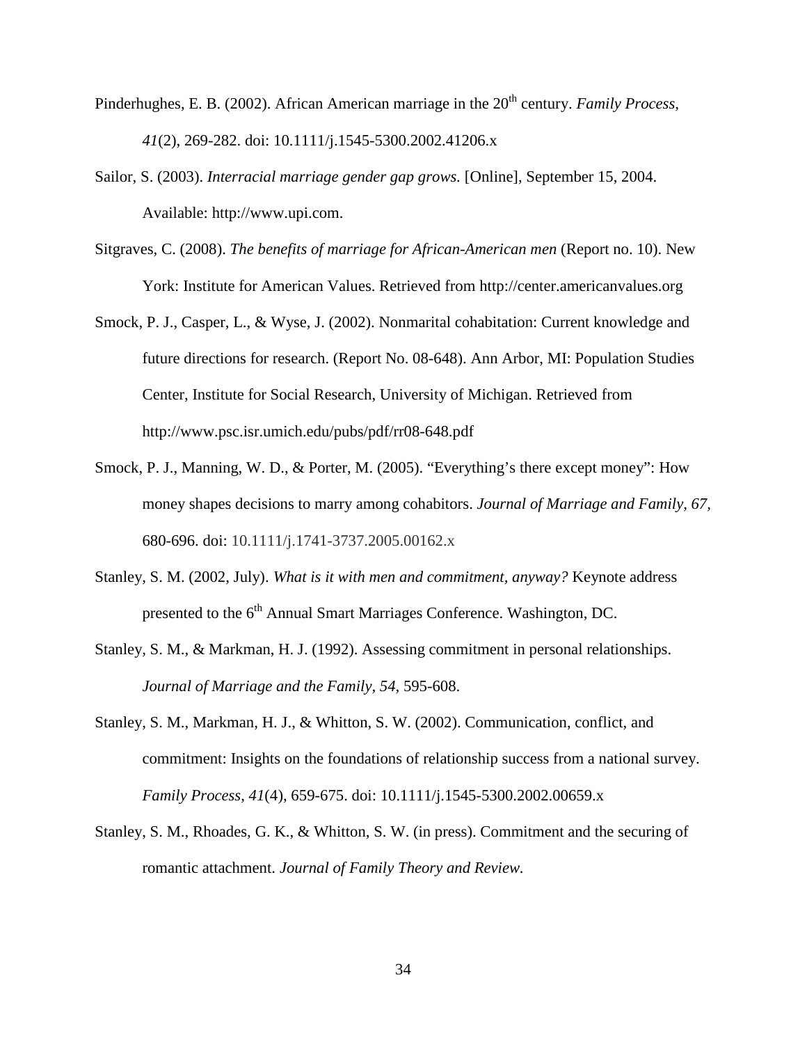Pinderhughes, E. B. (2002). African American marriage in the 20th century. *Family Process, 41*(2), 269-282. doi: 10.1111/j.1545-5300.2002.41206.x

Sailor, S. (2003). *Interracial marriage gender gap grows.* [Online], September 15, 2004. Available: http://www.upi.com.

Sitgraves, C. (2008). *The benefits of marriage for African-American men* (Report no. 10). New York: Institute for American Values. Retrieved from http://center.americanvalues.org

Smock, P. J., Casper, L., & Wyse, J. (2002). Nonmarital cohabitation: Current knowledge and future directions for research. (Report No. 08-648). Ann Arbor, MI: Population Studies Center, Institute for Social Research, University of Michigan. Retrieved from http://www.psc.isr.umich.edu/pubs/pdf/rr08-648.pdf

Smock, P. J., Manning, W. D., & Porter, M. (2005). "Everything's there except money": How money shapes decisions to marry among cohabitors. *Journal of Marriage and Family, 67*, 680-696. doi: 10.1111/j.1741-3737.2005.00162.x

Stanley, S. M. (2002, July). *What is it with men and commitment, anyway?* Keynote address presented to the 6th Annual Smart Marriages Conference. Washington, DC.

Stanley, S. M., & Markman, H. J. (1992). Assessing commitment in personal relationships. *Journal of Marriage and the Family, 54,* 595-608.

Stanley, S. M., Markman, H. J., & Whitton, S. W. (2002). Communication, conflict, and commitment: Insights on the foundations of relationship success from a national survey. *Family Process, 41*(4), 659-675. doi: 10.1111/j.1545-5300.2002.00659.x

Stanley, S. M., Rhoades, G. K., & Whitton, S. W. (in press). Commitment and the securing of romantic attachment. *Journal of Family Theory and Review.*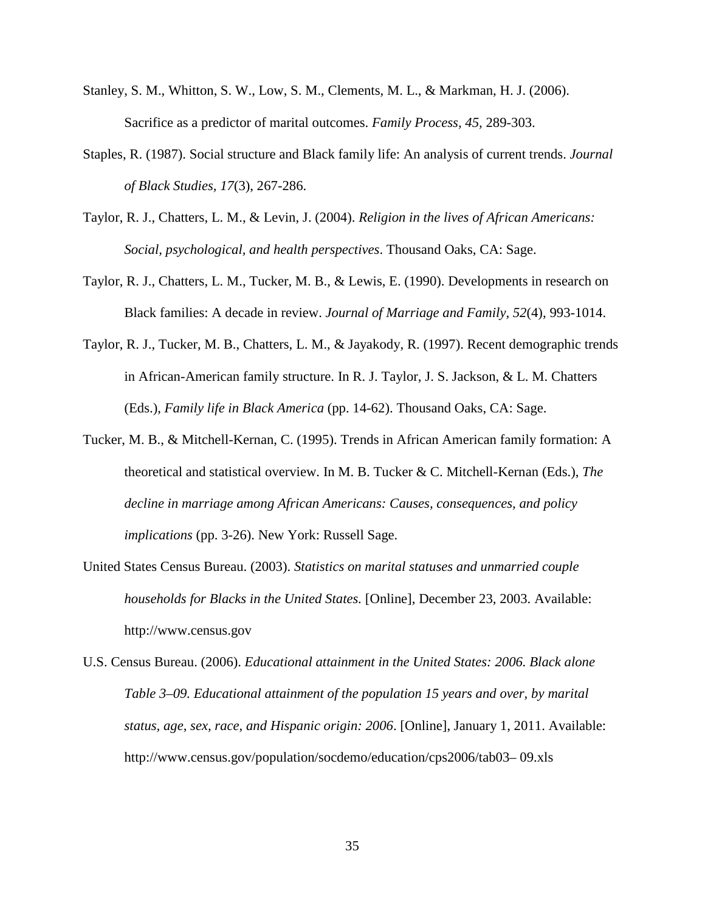Stanley, S. M., Whitton, S. W., Low, S. M., Clements, M. L., & Markman, H. J. (2006). Sacrifice as a predictor of marital outcomes. *Family Process, 45,* 289-303.

Staples, R. (1987). Social structure and Black family life: An analysis of current trends. *Journal of Black Studies, 17*(3), 267-286.

Taylor, R. J., Chatters, L. M., & Levin, J. (2004). *Religion in the lives of African Americans: Social, psychological, and health perspectives*. Thousand Oaks, CA: Sage.

Taylor, R. J., Chatters, L. M., Tucker, M. B., & Lewis, E. (1990). Developments in research on Black families: A decade in review. *Journal of Marriage and Family, 52*(4), 993-1014.

Taylor, R. J., Tucker, M. B., Chatters, L. M., & Jayakody, R. (1997). Recent demographic trends in African-American family structure. In R. J. Taylor, J. S. Jackson, & L. M. Chatters (Eds.), *Family life in Black America* (pp. 14-62). Thousand Oaks, CA: Sage.

Tucker, M. B., & Mitchell-Kernan, C. (1995). Trends in African American family formation: A theoretical and statistical overview. In M. B. Tucker & C. Mitchell-Kernan (Eds.), *The decline in marriage among African Americans: Causes, consequences, and policy implications* (pp. 3-26). New York: Russell Sage.

United States Census Bureau. (2003). *Statistics on marital statuses and unmarried couple households for Blacks in the United States.* [Online], December 23, 2003. Available: http://www.census.gov

U.S. Census Bureau. (2006). *Educational attainment in the United States: 2006. Black alone Table 3–09. Educational attainment of the population 15 years and over, by marital status, age, sex, race, and Hispanic origin: 2006*. [Online], January 1, 2011. Available: http://www.census.gov/population/socdemo/education/cps2006/tab03– 09.xls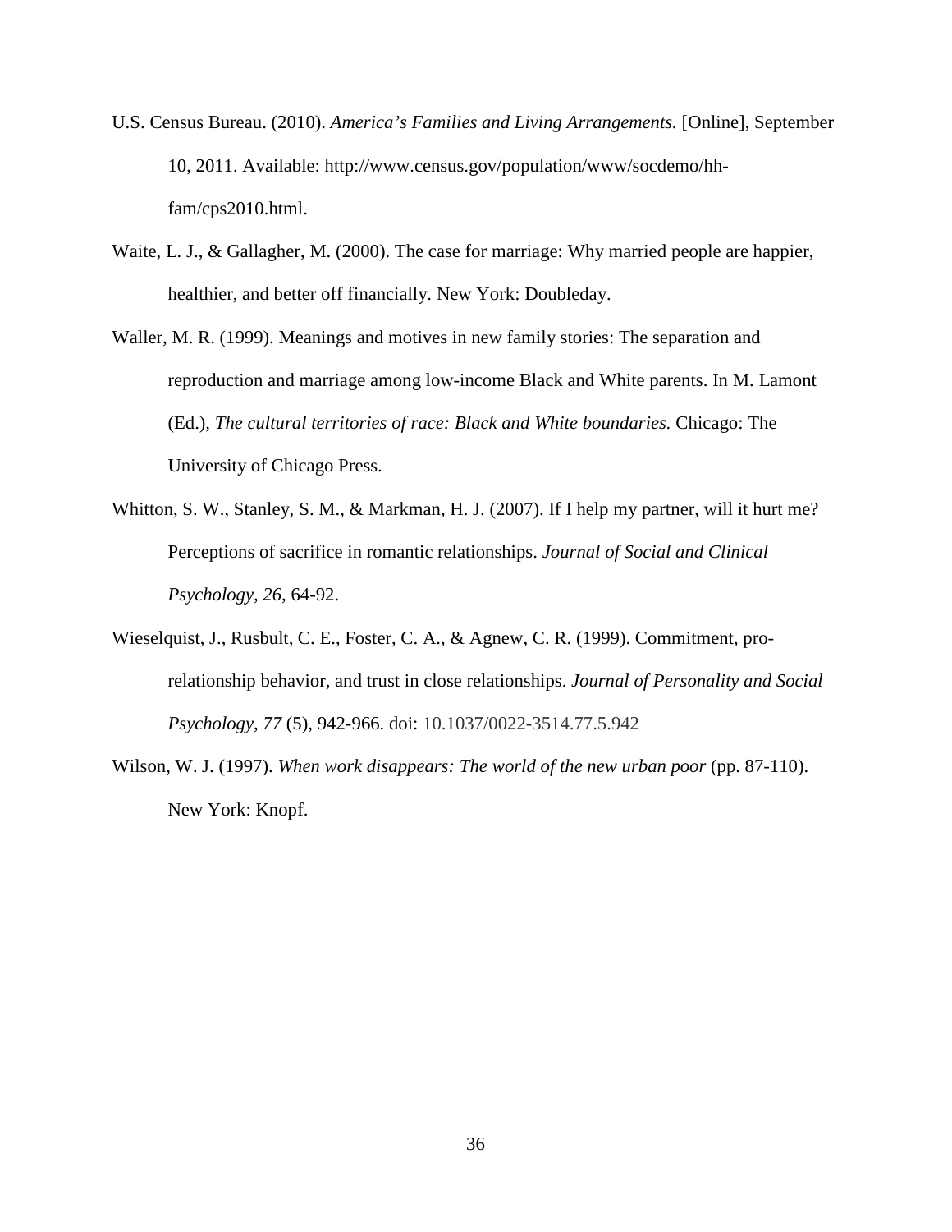U.S. Census Bureau. (2010). *America's Families and Living Arrangements.* [Online], September 10, 2011. Available: http://www.census.gov/population/www/socdemo/hh-fam/cps2010.html.

Waite, L. J., & Gallagher, M. (2000). The case for marriage: Why married people are happier, healthier, and better off financially. New York: Doubleday.

Waller, M. R. (1999). Meanings and motives in new family stories: The separation and reproduction and marriage among low-income Black and White parents. In M. Lamont (Ed.), *The cultural territories of race: Black and White boundaries.* Chicago: The University of Chicago Press.

Whitton, S. W., Stanley, S. M., & Markman, H. J. (2007). If I help my partner, will it hurt me? Perceptions of sacrifice in romantic relationships. *Journal of Social and Clinical Psychology, 26,* 64-92.

Wieselquist, J., Rusbult, C. E., Foster, C. A., & Agnew, C. R. (1999). Commitment, pro-relationship behavior, and trust in close relationships. *Journal of Personality and Social Psychology, 77* (5), 942-966. doi: 10.1037/0022-3514.77.5.942

Wilson, W. J. (1997). *When work disappears: The world of the new urban poor* (pp. 87-110). New York: Knopf.